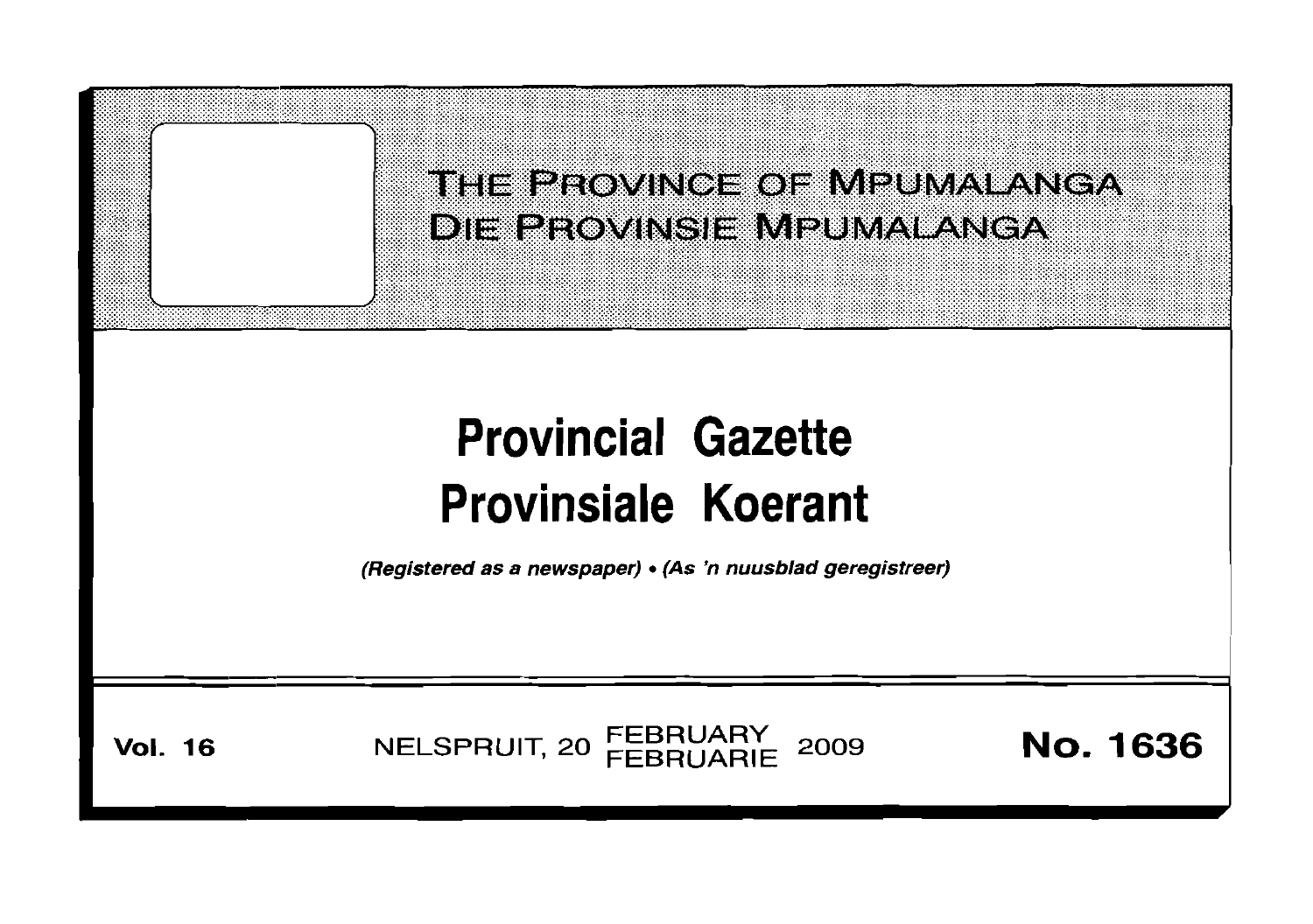# THE PROVINCE OF MPUMALANGA
# DIE PROVINSIE MPUMALANGA

# Provincial Gazette
# Provinsiale Koerant

*(Registered as a newspaper) • (As 'n nuusblad geregistreer)*

**Vol. 16** NELSPRUIT, 20 FEBRUARY FEBRUARIE 2009 **No. 1636**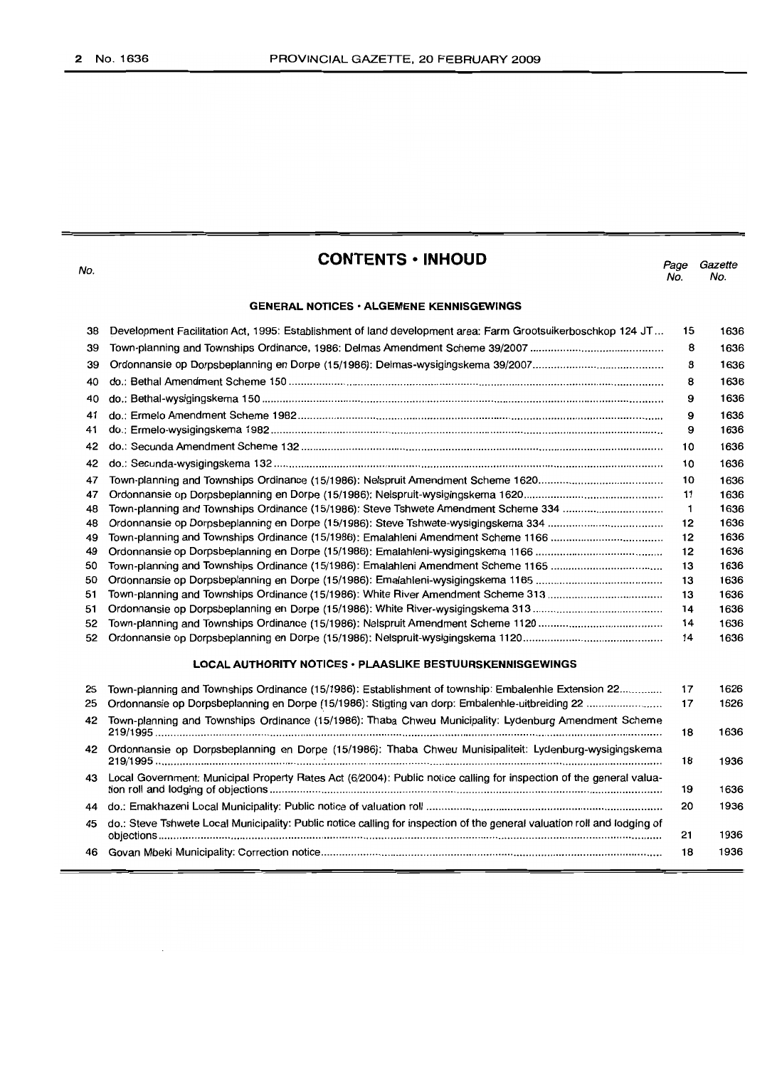## CONTENTS • INHOUD

| No. | | Page No. | Gazette No. |
|---|---|---|---|
| | **GENERAL NOTICES • ALGEMENE KENNISGEWINGS** | | |
| 38 | Development Facilitation Act, 1995: Establishment of land development area: Farm Grootsuikerboschkop 124 JT... | 15 | 1636 |
| 39 | Town-planning and Townships Ordinance, 1986: Delmas Amendment Scheme 39/2007 | 8 | 1636 |
| 39 | Ordonnansie op Dorpsbeplanning en Dorpe (15/1986): Delmas-wysigingskema 39/2007 | 8 | 1636 |
| 40 | do.: Bethal Amendment Scheme 150 | 8 | 1636 |
| 40 | do.: Bethal-wysigingskema 150 | 9 | 1636 |
| 41 | do.: Ermelo Amendment Scheme 1982 | 9 | 1636 |
| 41 | do.: Ermelo-wysigingskema 1982 | 9 | 1636 |
| 42 | do.: Secunda Amendment Scheme 132 | 10 | 1636 |
| 42 | do.: Secunda-wysigingskema 132 | 10 | 1636 |
| 47 | Town-planning and Townships Ordinance (15/1986): Nelspruit Amendment Scheme 1620 | 10 | 1636 |
| 47 | Ordonnansie op Dorpsbeplanning en Dorpe (15/1986): Nelspruit-wysigingskema 1620 | 11 | 1636 |
| 48 | Town-planning and Townships Ordinance (15/1986): Steve Tshwete Amendment Scheme 334 | 1 | 1636 |
| 48 | Ordonnansie op Dorpsbeplanning en Dorpe (15/1986): Steve Tshwete-wysigingskema 334 | 12 | 1636 |
| 49 | Town-planning and Townships Ordinance (15/1986): Emalahleni Amendment Scheme 1166 | 12 | 1636 |
| 49 | Ordonnansie op Dorpsbeplanning en Dorpe (15/1986): Emalahleni-wysigingskema 1166 | 12 | 1636 |
| 50 | Town-planning and Townships Ordinance (15/1986): Emalahleni Amendment Scheme 1165 | 13 | 1636 |
| 50 | Ordonnansie op Dorpsbeplanning en Dorpe (15/1986): Emalahleni-wysigingskema 1165 | 13 | 1636 |
| 51 | Town-planning and Townships Ordinance (15/1986): White River Amendment Scheme 313 | 13 | 1636 |
| 51 | Ordonnansie op Dorpsbeplanning en Dorpe (15/1986): White River-wysigingskema 313 | 14 | 1636 |
| 52 | Town-planning and Townships Ordinance (15/1986): Nelspruit Amendment Scheme 1120 | 14 | 1636 |
| 52 | Ordonnansie op Dorpsbeplanning en Dorpe (15/1986): Nelspruit-wysigingskema 1120 | 14 | 1636 |
| | **LOCAL AUTHORITY NOTICES • PLAASLIKE BESTUURSKENNISGEWINGS** | | |
| 25 | Town-planning and Townships Ordinance (15/1986): Establishment of township: Embalenhle Extension 22 | 17 | 1626 |
| 25 | Ordonnansie op Dorpsbeplanning en Dorpe (15/1986): Stigting van dorp: Embalenhle-uitbreiding 22 | 17 | 1626 |
| 42 | Town-planning and Townships Ordinance (15/1986): Thaba Chweu Municipality: Lydenburg Amendment Scheme 219/1995 | 18 | 1636 |
| 42 | Ordonnansie op Dorpsbeplanning en Dorpe (15/1986): Thaba Chweu Munisipaliteit: Lydenburg-wysigingskema 219/1995 | 18 | 1936 |
| 43 | Local Government: Municipal Property Rates Act (6/2004): Public notice calling for inspection of the general valuation roll and lodging of objections | 19 | 1636 |
| 44 | do.: Emakhazeni Local Municipality: Public notice of valuation roll | 20 | 1936 |
| 45 | do.: Steve Tshwete Local Municipality: Public notice calling for inspection of the general valuation roll and lodging of objections | 21 | 1936 |
| 46 | Govan Mbeki Municipality: Correction notice | 18 | 1936 |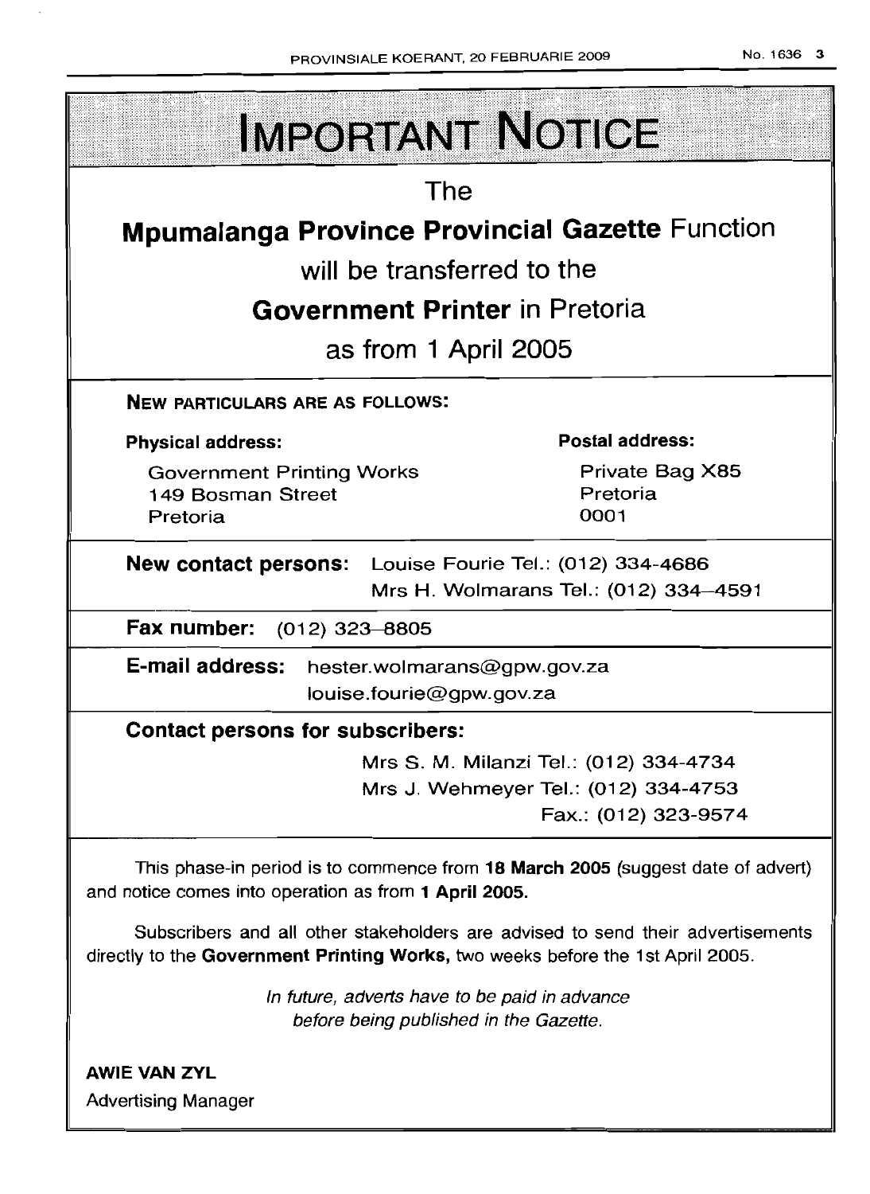# IMPORTANT NOTICE

The

**Mpumalanga Province Provincial Gazette** Function

will be transferred to the

**Government Printer** in Pretoria

as from 1 April 2005

**NEW PARTICULARS ARE AS FOLLOWS:**

**Physical address:**

Government Printing Works
149 Bosman Street
Pretoria

**Postal address:**

Private Bag X85
Pretoria
0001

**New contact persons:** Louise Fourie Tel.: (012) 334-4686
Mrs H. Wolmarans Tel.: (012) 334–4591

**Fax number:** (012) 323–8805

**E-mail address:** hester.wolmarans@gpw.gov.za
louise.fourie@gpw.gov.za

**Contact persons for subscribers:**

Mrs S. M. Milanzi Tel.: (012) 334-4734
Mrs J. Wehmeyer Tel.: (012) 334-4753
Fax.: (012) 323-9574

This phase-in period is to commence from **18 March 2005** (suggest date of advert) and notice comes into operation as from **1 April 2005.**

Subscribers and all other stakeholders are advised to send their advertisements directly to the **Government Printing Works,** two weeks before the 1st April 2005.

*In future, adverts have to be paid in advance before being published in the Gazette.*

**AWIE VAN ZYL**
Advertising Manager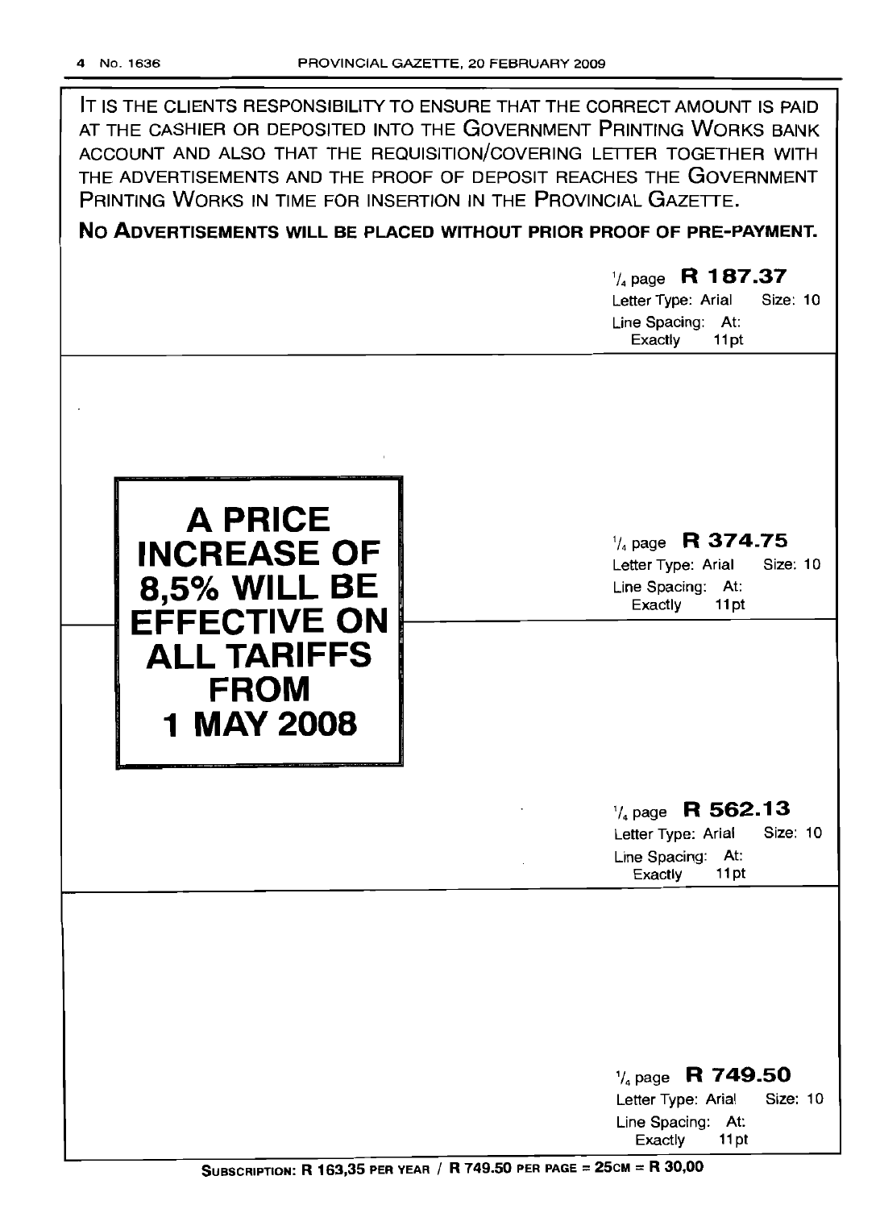IT IS THE CLIENTS RESPONSIBILITY TO ENSURE THAT THE CORRECT AMOUNT IS PAID AT THE CASHIER OR DEPOSITED INTO THE GOVERNMENT PRINTING WORKS BANK ACCOUNT AND ALSO THAT THE REQUISITION/COVERING LETTER TOGETHER WITH THE ADVERTISEMENTS AND THE PROOF OF DEPOSIT REACHES THE GOVERNMENT PRINTING WORKS IN TIME FOR INSERTION IN THE PROVINCIAL GAZETTE.

**NO ADVERTISEMENTS WILL BE PLACED WITHOUT PRIOR PROOF OF PRE-PAYMENT.**

1/4 page **R 187.37**
Letter Type: Arial Size: 10
Line Spacing: At: Exactly 11pt

**A PRICE INCREASE OF 8,5% WILL BE EFFECTIVE ON ALL TARIFFS FROM 1 MAY 2008**

1/4 page **R 374.75**
Letter Type: Arial Size: 10
Line Spacing: At: Exactly 11pt

1/4 page **R 562.13**
Letter Type: Arial Size: 10
Line Spacing: At: Exactly 11pt

1/4 page **R 749.50**
Letter Type: Arial Size: 10
Line Spacing: At: Exactly 11pt

**SUBSCRIPTION: R 163,35 PER YEAR / R 749.50 PER PAGE = 25CM = R 30,00**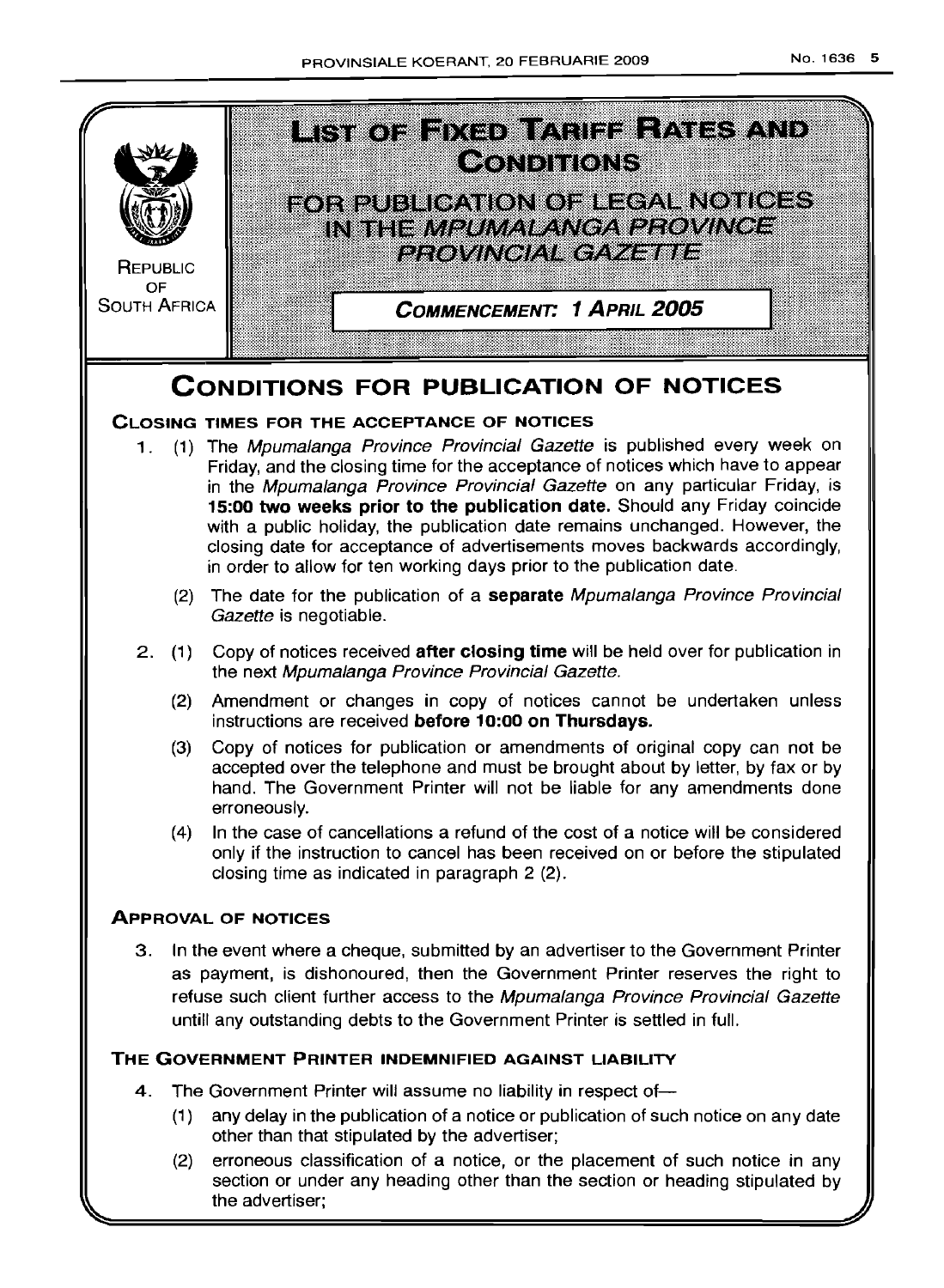REPUBLIC OF SOUTH AFRICA

# LIST OF FIXED TARIFF RATES AND CONDITIONS

## FOR PUBLICATION OF LEGAL NOTICES IN THE *MPUMALANGA PROVINCE PROVINCIAL GAZETTE*

**COMMENCEMENT: 1 APRIL 2005**

# CONDITIONS FOR PUBLICATION OF NOTICES

### CLOSING TIMES FOR THE ACCEPTANCE OF NOTICES

1. (1) The *Mpumalanga Province Provincial Gazette* is published every week on Friday, and the closing time for the acceptance of notices which have to appear in the *Mpumalanga Province Provincial Gazette* on any particular Friday, is **15:00 two weeks prior to the publication date.** Should any Friday coincide with a public holiday, the publication date remains unchanged. However, the closing date for acceptance of advertisements moves backwards accordingly, in order to allow for ten working days prior to the publication date.

   (2) The date for the publication of a **separate** *Mpumalanga Province Provincial Gazette* is negotiable.

2. (1) Copy of notices received **after closing time** will be held over for publication in the next *Mpumalanga Province Provincial Gazette.*

   (2) Amendment or changes in copy of notices cannot be undertaken unless instructions are received **before 10:00 on Thursdays.**

   (3) Copy of notices for publication or amendments of original copy can not be accepted over the telephone and must be brought about by letter, by fax or by hand. The Government Printer will not be liable for any amendments done erroneously.

   (4) In the case of cancellations a refund of the cost of a notice will be considered only if the instruction to cancel has been received on or before the stipulated closing time as indicated in paragraph 2 (2).

### APPROVAL OF NOTICES

3. In the event where a cheque, submitted by an advertiser to the Government Printer as payment, is dishonoured, then the Government Printer reserves the right to refuse such client further access to the *Mpumalanga Province Provincial Gazette* untill any outstanding debts to the Government Printer is settled in full.

### THE GOVERNMENT PRINTER INDEMNIFIED AGAINST LIABILITY

4. The Government Printer will assume no liability in respect of—

   (1) any delay in the publication of a notice or publication of such notice on any date other than that stipulated by the advertiser;

   (2) erroneous classification of a notice, or the placement of such notice in any section or under any heading other than the section or heading stipulated by the advertiser;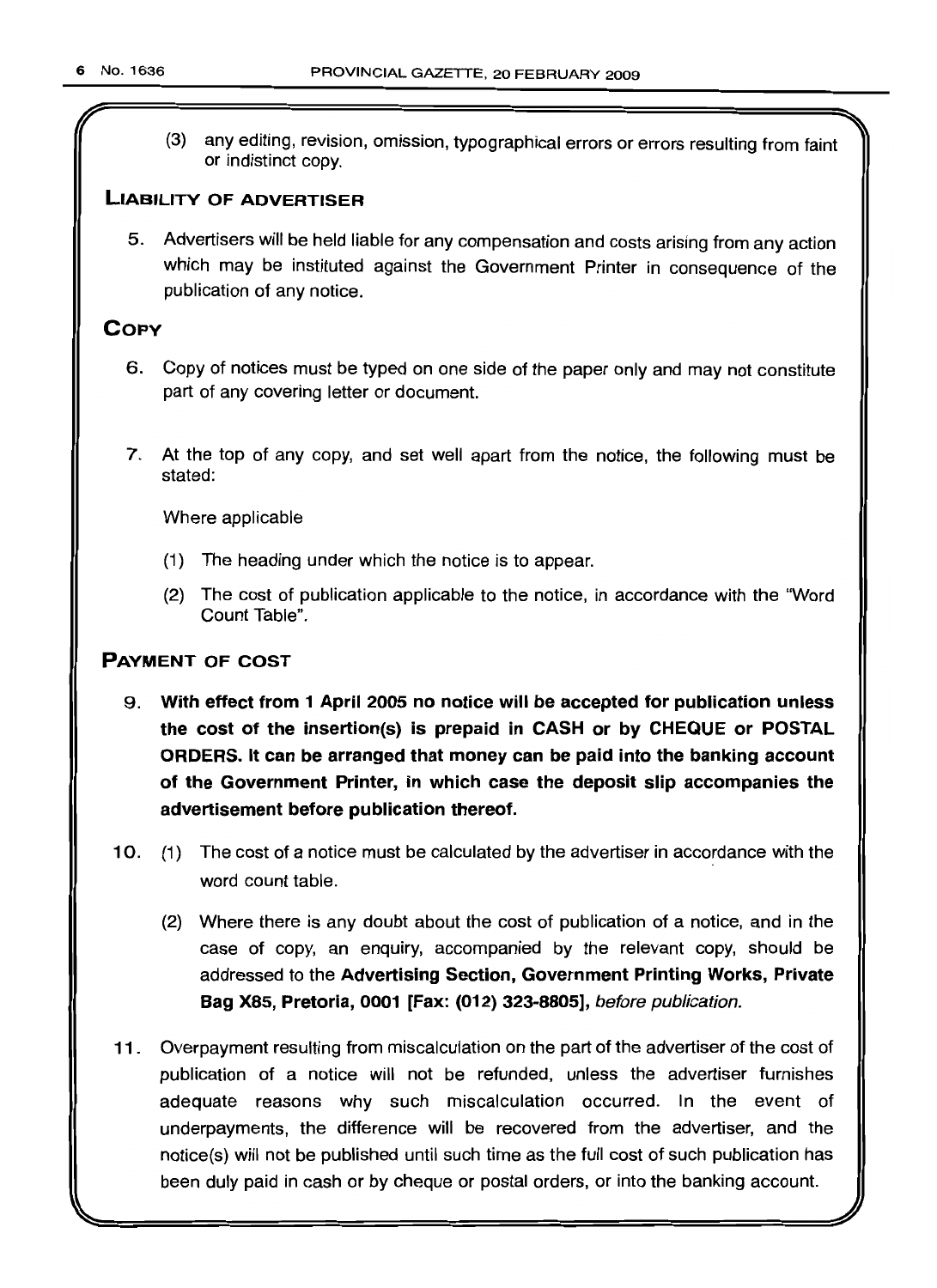(3) any editing, revision, omission, typographical errors or errors resulting from faint or indistinct copy.

## LIABILITY OF ADVERTISER

5. Advertisers will be held liable for any compensation and costs arising from any action which may be instituted against the Government Printer in consequence of the publication of any notice.

## COPY

6. Copy of notices must be typed on one side of the paper only and may not constitute part of any covering letter or document.

7. At the top of any copy, and set well apart from the notice, the following must be stated:

   Where applicable

   (1) The heading under which the notice is to appear.

   (2) The cost of publication applicable to the notice, in accordance with the "Word Count Table".

## PAYMENT OF COST

9. **With effect from 1 April 2005 no notice will be accepted for publication unless the cost of the insertion(s) is prepaid in CASH or by CHEQUE or POSTAL ORDERS. It can be arranged that money can be paid into the banking account of the Government Printer, in which case the deposit slip accompanies the advertisement before publication thereof.**

10. (1) The cost of a notice must be calculated by the advertiser in accordance with the word count table.

    (2) Where there is any doubt about the cost of publication of a notice, and in the case of copy, an enquiry, accompanied by the relevant copy, should be addressed to the **Advertising Section, Government Printing Works, Private Bag X85, Pretoria, 0001 [Fax: (012) 323-8805]**, *before publication.*

11. Overpayment resulting from miscalculation on the part of the advertiser of the cost of publication of a notice will not be refunded, unless the advertiser furnishes adequate reasons why such miscalculation occurred. In the event of underpayments, the difference will be recovered from the advertiser, and the notice(s) will not be published until such time as the full cost of such publication has been duly paid in cash or by cheque or postal orders, or into the banking account.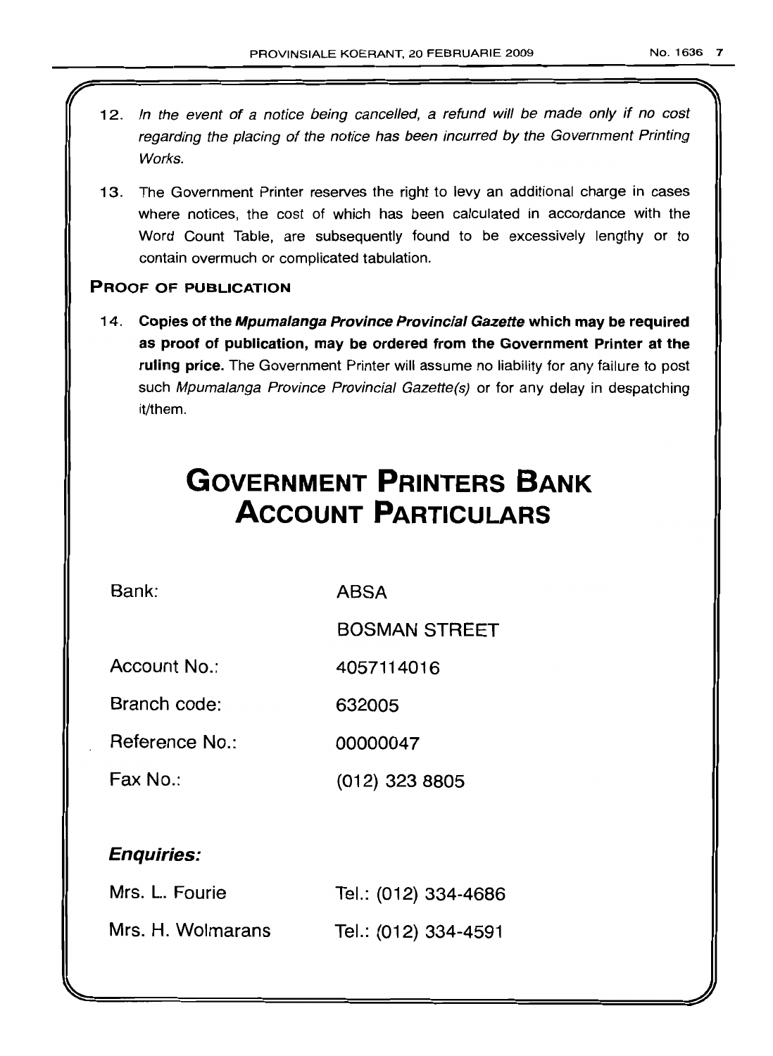12. *In the event of a notice being cancelled, a refund will be made only if no cost regarding the placing of the notice has been incurred by the Government Printing Works.*

13. The Government Printer reserves the right to levy an additional charge in cases where notices, the cost of which has been calculated in accordance with the Word Count Table, are subsequently found to be excessively lengthy or to contain overmuch or complicated tabulation.

**PROOF OF PUBLICATION**

14. **Copies of the *Mpumalanga Province Provincial Gazette* which may be required as proof of publication, may be ordered from the Government Printer at the ruling price.** The Government Printer will assume no liability for any failure to post such *Mpumalanga Province Provincial Gazette(s)* or for any delay in despatching it/them.

# GOVERNMENT PRINTERS BANK ACCOUNT PARTICULARS

| | |
|---|---|
| Bank: | ABSA |
| | BOSMAN STREET |
| Account No.: | 4057114016 |
| Branch code: | 632005 |
| Reference No.: | 00000047 |
| Fax No.: | (012) 323 8805 |

***Enquiries:***

| | |
|---|---|
| Mrs. L. Fourie | Tel.: (012) 334-4686 |
| Mrs. H. Wolmarans | Tel.: (012) 334-4591 |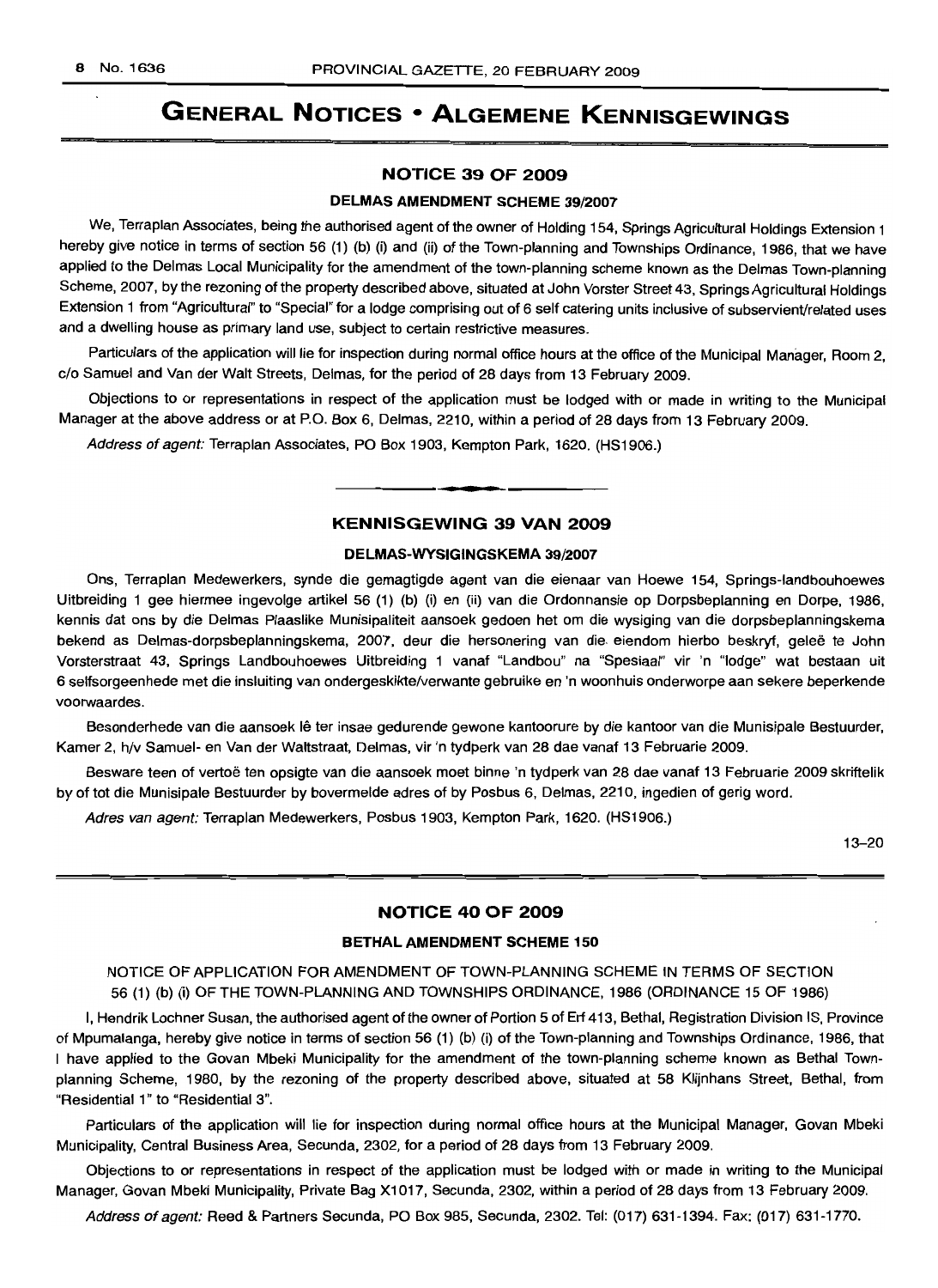# GENERAL NOTICES • ALGEMENE KENNISGEWINGS

## NOTICE 39 OF 2009

### DELMAS AMENDMENT SCHEME 39/2007

We, Terraplan Associates, being the authorised agent of the owner of Holding 154, Springs Agricultural Holdings Extension 1 hereby give notice in terms of section 56 (1) (b) (i) and (ii) of the Town-planning and Townships Ordinance, 1986, that we have applied to the Delmas Local Municipality for the amendment of the town-planning scheme known as the Delmas Town-planning Scheme, 2007, by the rezoning of the property described above, situated at John Vorster Street 43, Springs Agricultural Holdings Extension 1 from "Agricultural" to "Special" for a lodge comprising out of 6 self catering units inclusive of subservient/related uses and a dwelling house as primary land use, subject to certain restrictive measures.

Particulars of the application will lie for inspection during normal office hours at the office of the Municipal Manager, Room 2, c/o Samuel and Van der Walt Streets, Delmas, for the period of 28 days from 13 February 2009.

Objections to or representations in respect of the application must be lodged with or made in writing to the Municipal Manager at the above address or at P.O. Box 6, Delmas, 2210, within a period of 28 days from 13 February 2009.

*Address of agent:* Terraplan Associates, PO Box 1903, Kempton Park, 1620. (HS1906.)

---

## KENNISGEWING 39 VAN 2009

### DELMAS-WYSIGINGSKEMA 39/2007

Ons, Terraplan Medewerkers, synde die gemagtigde agent van die eienaar van Hoewe 154, Springs-landbouhoewes Uitbreiding 1 gee hiermee ingevolge artikel 56 (1) (b) (i) en (ii) van die Ordonnansie op Dorpsbeplanning en Dorpe, 1986, kennis dat ons by die Delmas Plaaslike Munisipaliteit aansoek gedoen het om die wysiging van die dorpsbeplanningskema bekend as Delmas-dorpsbeplanningskema, 2007, deur die hersonering van die eiendom hierbo beskryf, geleë te John Vorsterstraat 43, Springs Landbouhoewes Uitbreiding 1 vanaf "Landbou" na "Spesiaal" vir 'n "lodge" wat bestaan uit 6 selfsorgeenhede met die insluiting van ondergeskikte/verwante gebruike en 'n woonhuis onderworpe aan sekere beperkende voorwaardes.

Besonderhede van die aansoek lê ter insae gedurende gewone kantoorure by die kantoor van die Munisipale Bestuurder, Kamer 2, h/v Samuel- en Van der Waltstraat, Delmas, vir 'n tydperk van 28 dae vanaf 13 Februarie 2009.

Besware teen of vertoë ten opsigte van die aansoek moet binne 'n tydperk van 28 dae vanaf 13 Februarie 2009 skriftelik by of tot die Munisipale Bestuurder by bovermelde adres of by Posbus 6, Delmas, 2210, ingedien of gerig word.

*Adres van agent:* Terraplan Medewerkers, Posbus 1903, Kempton Park, 1620. (HS1906.)

13–20

---

## NOTICE 40 OF 2009

### BETHAL AMENDMENT SCHEME 150

NOTICE OF APPLICATION FOR AMENDMENT OF TOWN-PLANNING SCHEME IN TERMS OF SECTION 56 (1) (b) (i) OF THE TOWN-PLANNING AND TOWNSHIPS ORDINANCE, 1986 (ORDINANCE 15 OF 1986)

I, Hendrik Lochner Susan, the authorised agent of the owner of Portion 5 of Erf 413, Bethal, Registration Division IS, Province of Mpumalanga, hereby give notice in terms of section 56 (1) (b) (i) of the Town-planning and Townships Ordinance, 1986, that I have applied to the Govan Mbeki Municipality for the amendment of the town-planning scheme known as Bethal Town-planning Scheme, 1980, by the rezoning of the property described above, situated at 58 Klijnhans Street, Bethal, from "Residential 1" to "Residential 3".

Particulars of the application will lie for inspection during normal office hours at the Municipal Manager, Govan Mbeki Municipality, Central Business Area, Secunda, 2302, for a period of 28 days from 13 February 2009.

Objections to or representations in respect of the application must be lodged with or made in writing to the Municipal Manager, Govan Mbeki Municipality, Private Bag X1017, Secunda, 2302, within a period of 28 days from 13 February 2009.

*Address of agent:* Reed & Partners Secunda, PO Box 985, Secunda, 2302. Tel: (017) 631-1394. Fax: (017) 631-1770.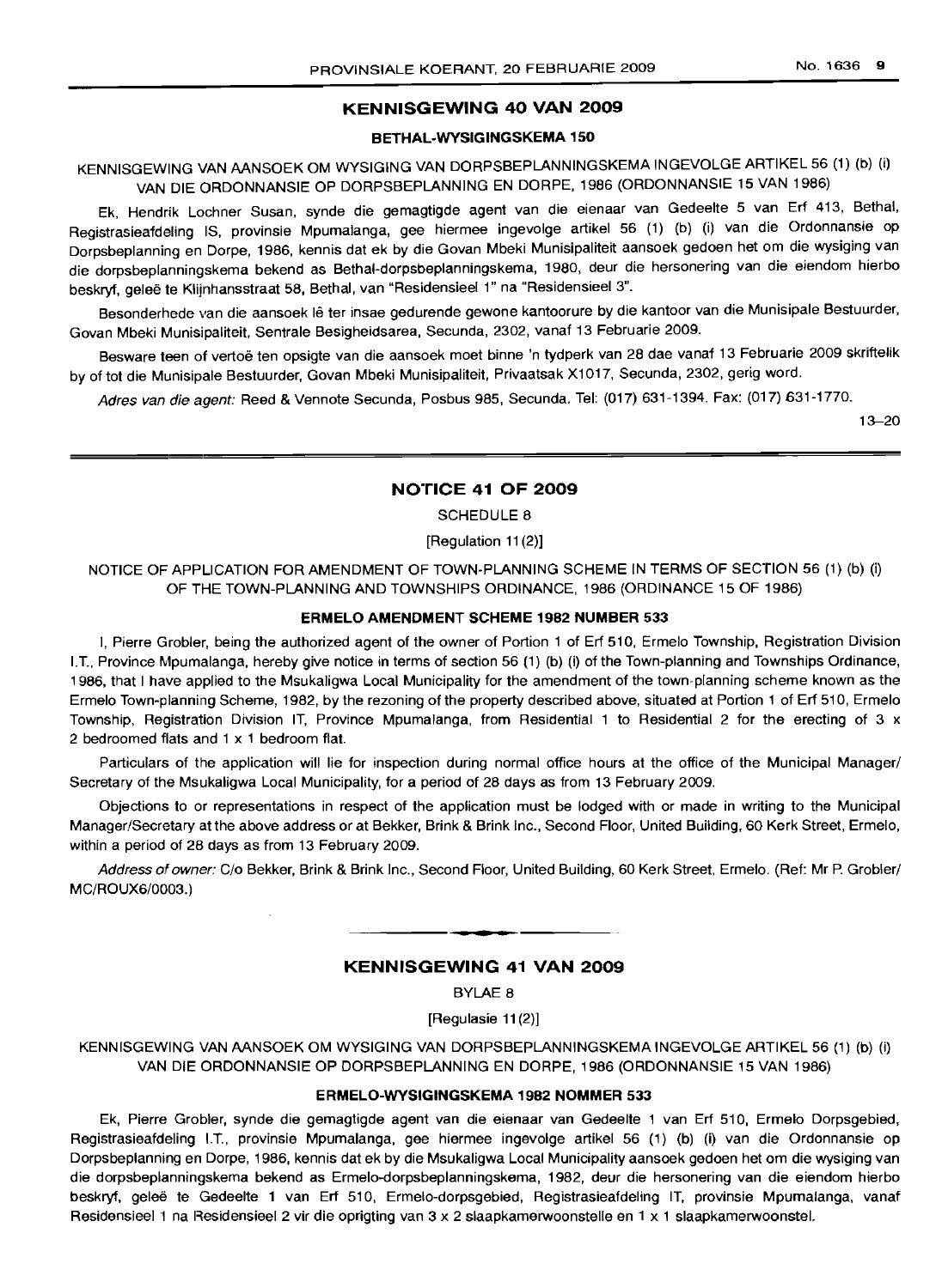## KENNISGEWING 40 VAN 2009

### BETHAL-WYSIGINGSKEMA 150

KENNISGEWING VAN AANSOEK OM WYSIGING VAN DORPSBEPLANNINGSKEMA INGEVOLGE ARTIKEL 56 (1) (b) (i) VAN DIE ORDONNANSIE OP DORPSBEPLANNING EN DORPE, 1986 (ORDONNANSIE 15 VAN 1986)

Ek, Hendrik Lochner Susan, synde die gemagtigde agent van die eienaar van Gedeelte 5 van Erf 413, Bethal, Registrasieafdeling IS, provinsie Mpumalanga, gee hiermee ingevolge artikel 56 (1) (b) (i) van die Ordonnansie op Dorpsbeplanning en Dorpe, 1986, kennis dat ek by die Govan Mbeki Munisipaliteit aansoek gedoen het om die wysiging van die dorpsbeplanningskema bekend as Bethal-dorpsbeplanningskema, 1980, deur die hersonering van die eiendom hierbo beskryf, geleë te Klijnhansstraat 58, Bethal, van "Residensieel 1" na "Residensieel 3".

Besonderhede van die aansoek lê ter insae gedurende gewone kantoorure by die kantoor van die Munisipale Bestuurder, Govan Mbeki Munisipaliteit, Sentrale Besigheidsarea, Secunda, 2302, vanaf 13 Februarie 2009.

Besware teen of vertoë ten opsigte van die aansoek moet binne 'n tydperk van 28 dae vanaf 13 Februarie 2009 skriftelik by of tot die Munisipale Bestuurder, Govan Mbeki Munisipaliteit, Privaatsak X1017, Secunda, 2302, gerig word.

*Adres van die agent:* Reed & Vennote Secunda, Posbus 985, Secunda. Tel: (017) 631-1394. Fax: (017) 631-1770.

13–20

## NOTICE 41 OF 2009

SCHEDULE 8

[Regulation 11(2)]

NOTICE OF APPLICATION FOR AMENDMENT OF TOWN-PLANNING SCHEME IN TERMS OF SECTION 56 (1) (b) (i) OF THE TOWN-PLANNING AND TOWNSHIPS ORDINANCE, 1986 (ORDINANCE 15 OF 1986)

### ERMELO AMENDMENT SCHEME 1982 NUMBER 533

I, Pierre Grobler, being the authorized agent of the owner of Portion 1 of Erf 510, Ermelo Township, Registration Division I.T., Province Mpumalanga, hereby give notice in terms of section 56 (1) (b) (i) of the Town-planning and Townships Ordinance, 1986, that I have applied to the Msukaligwa Local Municipality for the amendment of the town-planning scheme known as the Ermelo Town-planning Scheme, 1982, by the rezoning of the property described above, situated at Portion 1 of Erf 510, Ermelo Township, Registration Division IT, Province Mpumalanga, from Residential 1 to Residential 2 for the erecting of 3 x 2 bedroomed flats and 1 x 1 bedroom flat.

Particulars of the application will lie for inspection during normal office hours at the office of the Municipal Manager/Secretary of the Msukaligwa Local Municipality, for a period of 28 days as from 13 February 2009.

Objections to or representations in respect of the application must be lodged with or made in writing to the Municipal Manager/Secretary at the above address or at Bekker, Brink & Brink Inc., Second Floor, United Building, 60 Kerk Street, Ermelo, within a period of 28 days as from 13 February 2009.

*Address of owner:* C/o Bekker, Brink & Brink Inc., Second Floor, United Building, 60 Kerk Street, Ermelo. (Ref: Mr P. Grobler/MC/ROUX6/0003.)

## KENNISGEWING 41 VAN 2009

BYLAE 8

[Regulasie 11(2)]

KENNISGEWING VAN AANSOEK OM WYSIGING VAN DORPSBEPLANNINGSKEMA INGEVOLGE ARTIKEL 56 (1) (b) (i) VAN DIE ORDONNANSIE OP DORPSBEPLANNING EN DORPE, 1986 (ORDONNANSIE 15 VAN 1986)

### ERMELO-WYSIGINGSKEMA 1982 NOMMER 533

Ek, Pierre Grobler, synde die gemagtigde agent van die eienaar van Gedeelte 1 van Erf 510, Ermelo Dorpsgebied, Registrasieafdeling I.T., provinsie Mpumalanga, gee hiermee ingevolge artikel 56 (1) (b) (i) van die Ordonnansie op Dorpsbeplanning en Dorpe, 1986, kennis dat ek by die Msukaligwa Local Municipality aansoek gedoen het om die wysiging van die dorpsbeplanningskema bekend as Ermelo-dorpsbeplanningskema, 1982, deur die hersonering van die eiendom hierbo beskryf, geleë te Gedeelte 1 van Erf 510, Ermelo-dorpsgebied, Registrasieafdeling IT, provinsie Mpumalanga, vanaf Residensieel 1 na Residensieel 2 vir die oprigting van 3 x 2 slaapkamerwoonstelle en 1 x 1 slaapkamerwoonstel.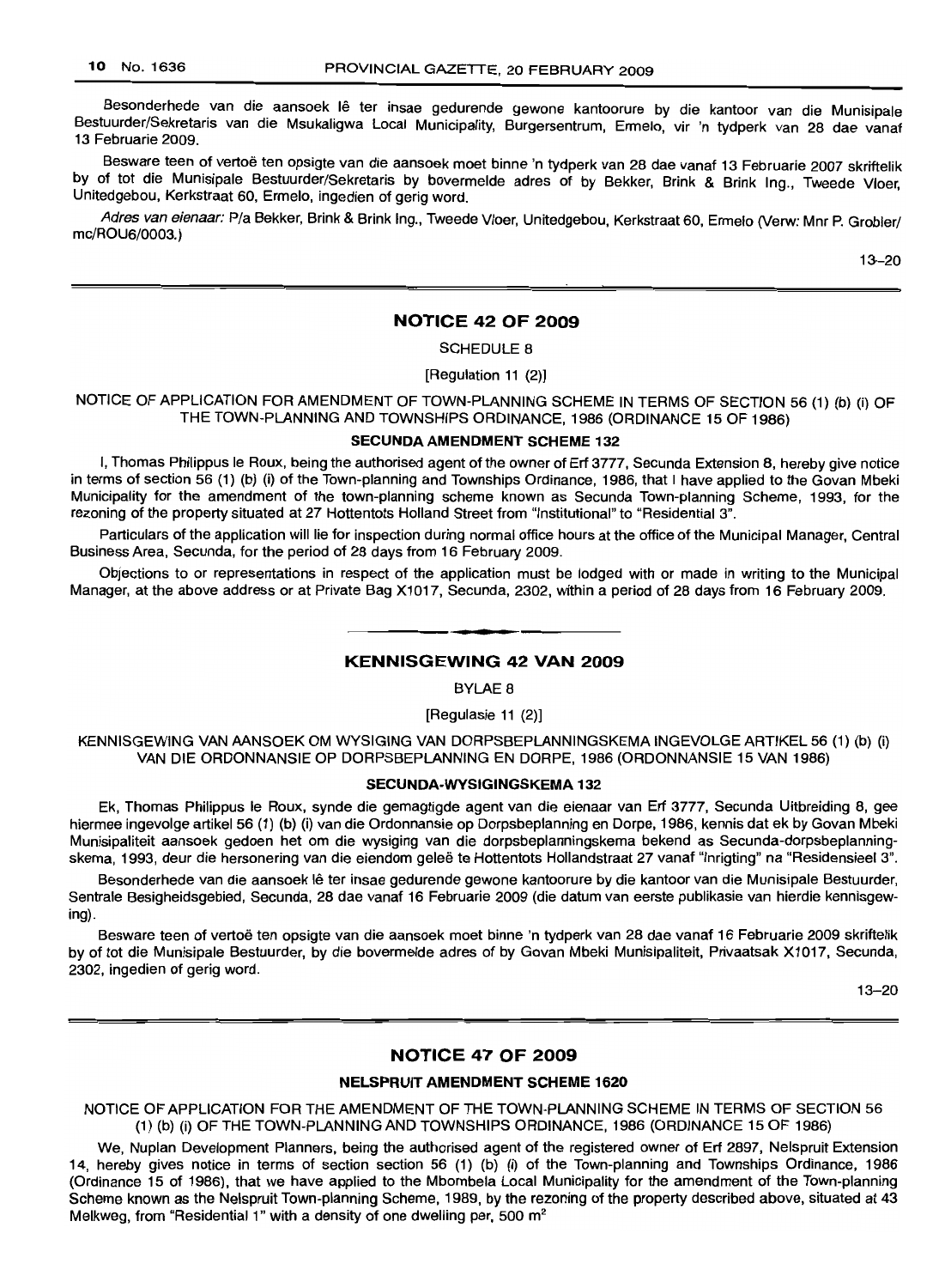Besonderhede van die aansoek lê ter insae gedurende gewone kantoorure by die kantoor van die Munisipale Bestuurder/Sekretaris van die Msukaligwa Local Municipality, Burgersentrum, Ermelo, vir 'n tydperk van 28 dae vanaf 13 Februarie 2009.

Besware teen of vertoë ten opsigte van die aansoek moet binne 'n tydperk van 28 dae vanaf 13 Februarie 2007 skriftelik by of tot die Munisipale Bestuurder/Sekretaris by bovermelde adres of by Bekker, Brink & Brink Ing., Tweede Vloer, Unitedgebou, Kerkstraat 60, Ermelo, ingedien of gerig word.

*Adres van eienaar:* P/a Bekker, Brink & Brink Ing., Tweede Vloer, Unitedgebou, Kerkstraat 60, Ermelo (Verw: Mnr P. Grobler/ mc/ROU6/0003.)

13–20

## NOTICE 42 OF 2009

SCHEDULE 8

[Regulation 11 (2)]

NOTICE OF APPLICATION FOR AMENDMENT OF TOWN-PLANNING SCHEME IN TERMS OF SECTION 56 (1) (b) (i) OF THE TOWN-PLANNING AND TOWNSHIPS ORDINANCE, 1986 (ORDINANCE 15 OF 1986)

**SECUNDA AMENDMENT SCHEME 132**

I, Thomas Philippus le Roux, being the authorised agent of the owner of Erf 3777, Secunda Extension 8, hereby give notice in terms of section 56 (1) (b) (i) of the Town-planning and Townships Ordinance, 1986, that I have applied to the Govan Mbeki Municipality for the amendment of the town-planning scheme known as Secunda Town-planning Scheme, 1993, for the rezoning of the property situated at 27 Hottentots Holland Street from "Institutional" to "Residential 3".

Particulars of the application will lie for inspection during normal office hours at the office of the Municipal Manager, Central Business Area, Secunda, for the period of 28 days from 16 February 2009.

Objections to or representations in respect of the application must be lodged with or made in writing to the Municipal Manager, at the above address or at Private Bag X1017, Secunda, 2302, within a period of 28 days from 16 February 2009.

## KENNISGEWING 42 VAN 2009

BYLAE 8

[Regulasie 11 (2)]

KENNISGEWING VAN AANSOEK OM WYSIGING VAN DORPSBEPLANNINGSKEMA INGEVOLGE ARTIKEL 56 (1) (b) (i) VAN DIE ORDONNANSIE OP DORPSBEPLANNING EN DORPE, 1986 (ORDONNANSIE 15 VAN 1986)

**SECUNDA-WYSIGINGSKEMA 132**

Ek, Thomas Philippus le Roux, synde die gemagtigde agent van die eienaar van Erf 3777, Secunda Uitbreiding 8, gee hiermee ingevolge artikel 56 (1) (b) (i) van die Ordonnansie op Dorpsbeplanning en Dorpe, 1986, kennis dat ek by Govan Mbeki Munisipaliteit aansoek gedoen het om die wysiging van die dorpsbeplanningskema bekend as Secunda-dorpsbeplanningskema, 1993, deur die hersonering van die eiendom geleë te Hottentots Hollandstraat 27 vanaf "Inrigting" na "Residensieel 3".

Besonderhede van die aansoek lê ter insae gedurende gewone kantoorure by die kantoor van die Munisipale Bestuurder, Sentrale Besigheidsgebied, Secunda, 28 dae vanaf 16 Februarie 2009 (die datum van eerste publikasie van hierdie kennisgewing).

Besware teen of vertoë ten opsigte van die aansoek moet binne 'n tydperk van 28 dae vanaf 16 Februarie 2009 skriftelik by of tot die Munisipale Bestuurder, by die bovermelde adres of by Govan Mbeki Munisipaliteit, Privaatsak X1017, Secunda, 2302, ingedien of gerig word.

13–20

## NOTICE 47 OF 2009

**NELSPRUIT AMENDMENT SCHEME 1620**

NOTICE OF APPLICATION FOR THE AMENDMENT OF THE TOWN-PLANNING SCHEME IN TERMS OF SECTION 56 (1) (b) (i) OF THE TOWN-PLANNING AND TOWNSHIPS ORDINANCE, 1986 (ORDINANCE 15 OF 1986)

We, Nuplan Development Planners, being the authorised agent of the registered owner of Erf 2897, Nelspruit Extension 14, hereby gives notice in terms of section section 56 (1) (b) (i) of the Town-planning and Townships Ordinance, 1986 (Ordinance 15 of 1986), that we have applied to the Mbombela Local Municipality for the amendment of the Town-planning Scheme known as the Nelspruit Town-planning Scheme, 1989, by the rezoning of the property described above, situated at 43 Melkweg, from "Residential 1" with a density of one dwelling per, 500 m$^2$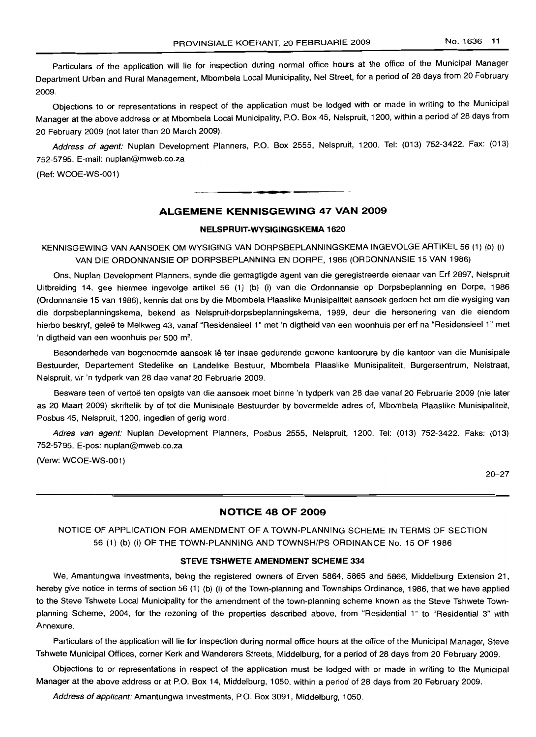Particulars of the application will lie for inspection during normal office hours at the office of the Municipal Manager Department Urban and Rural Management, Mbombela Local Municipality, Nel Street, for a period of 28 days from 20 February 2009.

Objections to or representations in respect of the application must be lodged with or made in writing to the Municipal Manager at the above address or at Mbombela Local Municipality, P.O. Box 45, Nelspruit, 1200, within a period of 28 days from 20 February 2009 (not later than 20 March 2009).

*Address of agent:* Nuplan Development Planners, P.O. Box 2555, Nelspruit, 1200. Tel: (013) 752-3422. Fax: (013) 752-5795. E-mail: nuplan@mweb.co.za

(Ref: WCOE-WS-001)

---

## ALGEMENE KENNISGEWING 47 VAN 2009

### NELSPRUIT-WYSIGINGSKEMA 1620

KENNISGEWING VAN AANSOEK OM WYSIGING VAN DORPSBEPLANNINGSKEMA INGEVOLGE ARTIKEL 56 (1) (b) (i) VAN DIE ORDONNANSIE OP DORPSBEPLANNING EN DORPE, 1986 (ORDONNANSIE 15 VAN 1986)

Ons, Nuplan Development Planners, synde die gemagtigde agent van die geregistreerde eienaar van Erf 2897, Nelspruit Uitbreiding 14, gee hiermee ingevolge artikel 56 (1) (b) (i) van die Ordonnansie op Dorpsbeplanning en Dorpe, 1986 (Ordonnansie 15 van 1986), kennis dat ons by die Mbombela Plaaslike Munisipaliteit aansoek gedoen het om die wysiging van die dorpsbeplanningskema, bekend as Nelspruit-dorpsbeplanningskema, 1989, deur die hersonering van die eiendom hierbo beskryf, geleë te Melkweg 43, vanaf "Residensieel 1" met 'n digtheid van een woonhuis per erf na "Residensieel 1" met 'n digtheid van een woonhuis per 500 m².

Besonderhede van bogenoemde aansoek lê ter insae gedurende gewone kantoorure by die kantoor van die Munisipale Bestuurder, Departement Stedelike en Landelike Bestuur, Mbombela Plaaslike Munisipaliteit, Burgersentrum, Nelstraat, Nelspruit, vir 'n tydperk van 28 dae vanaf 20 Februarie 2009.

Besware teen of vertoë ten opsigte van die aansoek moet binne 'n tydperk van 28 dae vanaf 20 Februarie 2009 (nie later as 20 Maart 2009) skriftelik by of tot die Munisipale Bestuurder by bovermelde adres of, Mbombela Plaaslike Munisipaliteit, Posbus 45, Nelspruit, 1200, ingedien of gerig word.

*Adres van agent:* Nuplan Development Planners, Posbus 2555, Nelspruit, 1200. Tel: (013) 752-3422. Faks: (013) 752-5795. E-pos: nuplan@mweb.co.za

(Verw: WCOE-WS-001)

20–27

---

## NOTICE 48 OF 2009

NOTICE OF APPLICATION FOR AMENDMENT OF A TOWN-PLANNING SCHEME IN TERMS OF SECTION 56 (1) (b) (i) OF THE TOWN-PLANNING AND TOWNSHIPS ORDINANCE No. 15 OF 1986

### STEVE TSHWETE AMENDMENT SCHEME 334

We, Amantungwa Investments, being the registered owners of Erven 5864, 5865 and 5866, Middelburg Extension 21, hereby give notice in terms of section 56 (1) (b) (i) of the Town-planning and Townships Ordinance, 1986, that we have applied to the Steve Tshwete Local Municipality for the amendment of the town-planning scheme known as the Steve Tshwete Town-planning Scheme, 2004, for the rezoning of the properties described above, from "Residential 1" to "Residential 3" with Annexure.

Particulars of the application will lie for inspection during normal office hours at the office of the Municipal Manager, Steve Tshwete Municipal Offices, corner Kerk and Wanderers Streets, Middelburg, for a period of 28 days from 20 February 2009.

Objections to or representations in respect of the application must be lodged with or made in writing to the Municipal Manager at the above address or at P.O. Box 14, Middelburg, 1050, within a period of 28 days from 20 February 2009.

*Address of applicant:* Amantungwa Investments, P.O. Box 3091, Middelburg, 1050.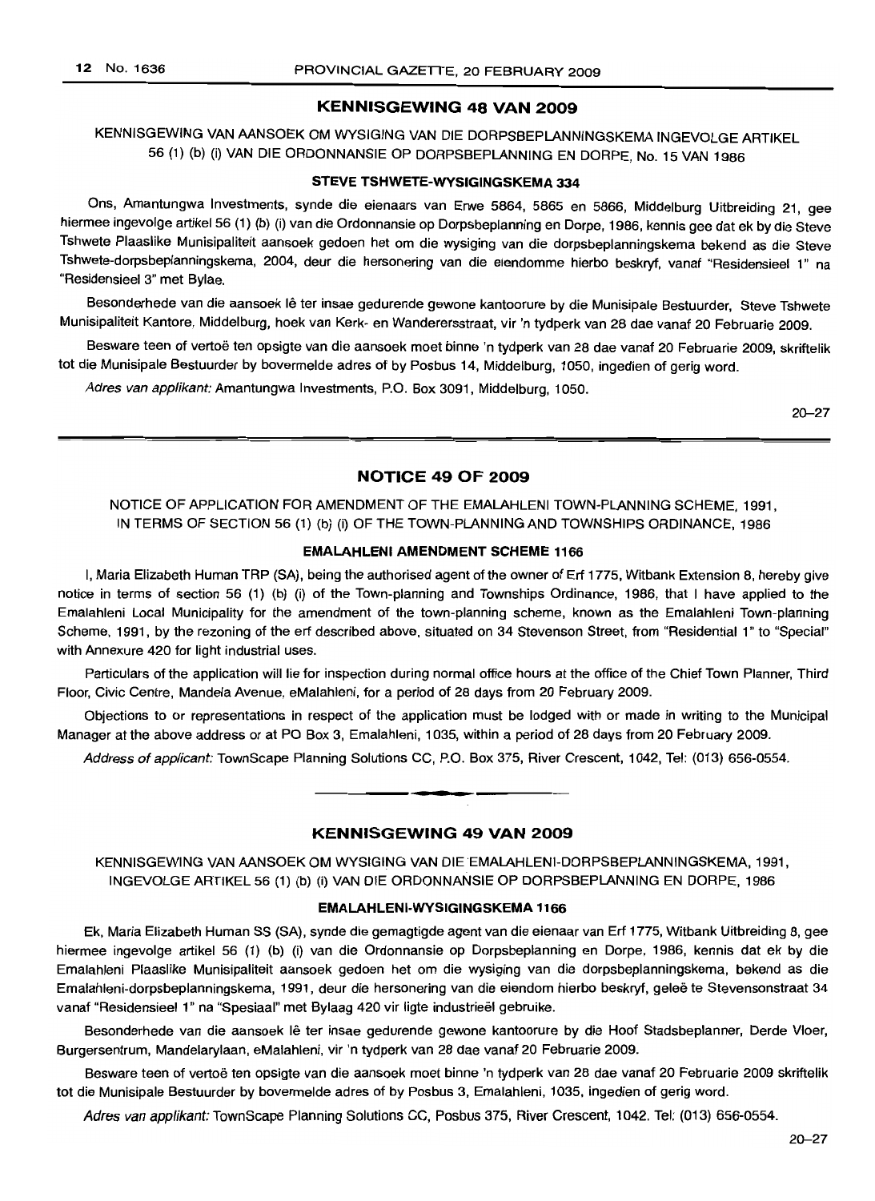## KENNISGEWING 48 VAN 2009

KENNISGEWING VAN AANSOEK OM WYSIGING VAN DIE DORPSBEPLANNINGSKEMA INGEVOLGE ARTIKEL 56 (1) (b) (i) VAN DIE ORDONNANSIE OP DORPSBEPLANNING EN DORPE, No. 15 VAN 1986

### STEVE TSHWETE-WYSIGINGSKEMA 334

Ons, Amantungwa Investments, synde die eienaars van Erwe 5864, 5865 en 5866, Middelburg Uitbreiding 21, gee hiermee ingevolge artikel 56 (1) (b) (i) van die Ordonnansie op Dorpsbeplanning en Dorpe, 1986, kennis gee dat ek by die Steve Tshwete Plaaslike Munisipaliteit aansoek gedoen het om die wysiging van die dorpsbeplanningskema bekend as die Steve Tshwete-dorpsbeplanningskema, 2004, deur die hersonering van die eiendomme hierbo beskryf, vanaf "Residensieel 1" na "Residensieel 3" met Bylae.

Besonderhede van die aansoek lê ter insae gedurende gewone kantoorure by die Munisipale Bestuurder, Steve Tshwete Munisipaliteit Kantore, Middelburg, hoek van Kerk- en Wanderersstraat, vir 'n tydperk van 28 dae vanaf 20 Februarie 2009.

Besware teen of vertoë ten opsigte van die aansoek moet binne 'n tydperk van 28 dae vanaf 20 Februarie 2009, skriftelik tot die Munisipale Bestuurder by bovermelde adres of by Posbus 14, Middelburg, 1050, ingedien of gerig word.

*Adres van applikant:* Amantungwa Investments, P.O. Box 3091, Middelburg, 1050.

20–27

## NOTICE 49 OF 2009

NOTICE OF APPLICATION FOR AMENDMENT OF THE EMALAHLENI TOWN-PLANNING SCHEME, 1991, IN TERMS OF SECTION 56 (1) (b) (i) OF THE TOWN-PLANNING AND TOWNSHIPS ORDINANCE, 1986

### EMALAHLENI AMENDMENT SCHEME 1166

I, Maria Elizabeth Human TRP (SA), being the authorised agent of the owner of Erf 1775, Witbank Extension 8, hereby give notice in terms of section 56 (1) (b) (i) of the Town-planning and Townships Ordinance, 1986, that I have applied to the Emalahleni Local Municipality for the amendment of the town-planning scheme, known as the Emalahleni Town-planning Scheme, 1991, by the rezoning of the erf described above, situated on 34 Stevenson Street, from "Residential 1" to "Special" with Annexure 420 for light industrial uses.

Particulars of the application will lie for inspection during normal office hours at the office of the Chief Town Planner, Third Floor, Civic Centre, Mandela Avenue, eMalahleni, for a period of 28 days from 20 February 2009.

Objections to or representations in respect of the application must be lodged with or made in writing to the Municipal Manager at the above address or at PO Box 3, Emalahleni, 1035, within a period of 28 days from 20 February 2009.

*Address of applicant:* TownScape Planning Solutions CC, P.O. Box 375, River Crescent, 1042, Tel: (013) 656-0554.

## KENNISGEWING 49 VAN 2009

KENNISGEWING VAN AANSOEK OM WYSIGING VAN DIE EMALAHLENI-DORPSBEPLANNINGSKEMA, 1991, INGEVOLGE ARTIKEL 56 (1) (b) (i) VAN DIE ORDONNANSIE OP DORPSBEPLANNING EN DORPE, 1986

### EMALAHLENI-WYSIGINGSKEMA 1166

Ek, Maria Elizabeth Human SS (SA), synde die gemagtigde agent van die eienaar van Erf 1775, Witbank Uitbreiding 8, gee hiermee ingevolge artikel 56 (1) (b) (i) van die Ordonnansie op Dorpsbeplanning en Dorpe, 1986, kennis dat ek by die Emalahleni Plaaslike Munisipaliteit aansoek gedoen het om die wysiging van die dorpsbeplanningskema, bekend as die Emalahleni-dorpsbeplanningskema, 1991, deur die hersonering van die eiendom hierbo beskryf, geleë te Stevensonstraat 34 vanaf "Residensieel 1" na "Spesiaal" met Bylaag 420 vir ligte industrieël gebruike.

Besonderhede van die aansoek lê ter insae gedurende gewone kantoorure by die Hoof Stadsbeplanner, Derde Vloer, Burgersentrum, Mandelarylaan, eMalahleni, vir 'n tydperk van 28 dae vanaf 20 Februarie 2009.

Besware teen of vertoë ten opsigte van die aansoek moet binne 'n tydperk van 28 dae vanaf 20 Februarie 2009 skriftelik tot die Munisipale Bestuurder by bovermelde adres of by Posbus 3, Emalahleni, 1035, ingedien of gerig word.

*Adres van applikant:* TownScape Planning Solutions CC, Posbus 375, River Crescent, 1042. Tel: (013) 656-0554.

20–27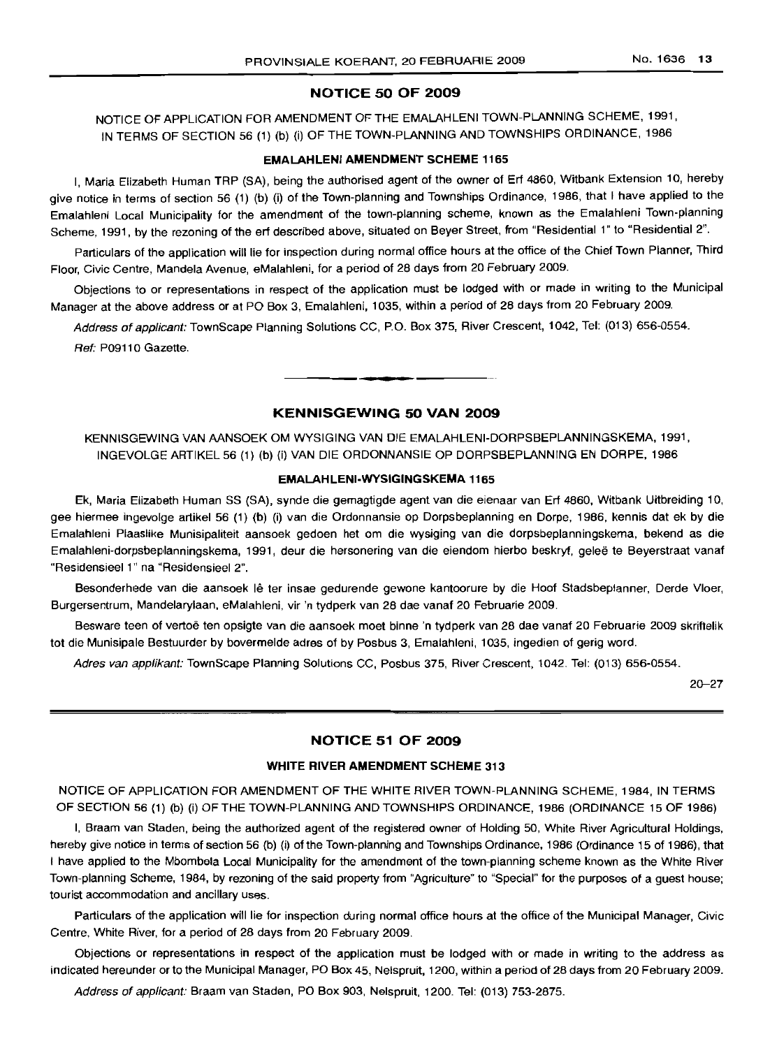## NOTICE 50 OF 2009

NOTICE OF APPLICATION FOR AMENDMENT OF THE EMALAHLENI TOWN-PLANNING SCHEME, 1991, IN TERMS OF SECTION 56 (1) (b) (i) OF THE TOWN-PLANNING AND TOWNSHIPS ORDINANCE, 1986

### EMALAHLENI AMENDMENT SCHEME 1165

I, Maria Elizabeth Human TRP (SA), being the authorised agent of the owner of Erf 4860, Witbank Extension 10, hereby give notice in terms of section 56 (1) (b) (i) of the Town-planning and Townships Ordinance, 1986, that I have applied to the Emalahleni Local Municipality for the amendment of the town-planning scheme, known as the Emalahleni Town-planning Scheme, 1991, by the rezoning of the erf described above, situated on Beyer Street, from "Residential 1" to "Residential 2".

Particulars of the application will lie for inspection during normal office hours at the office of the Chief Town Planner, Third Floor, Civic Centre, Mandela Avenue, eMalahleni, for a period of 28 days from 20 February 2009.

Objections to or representations in respect of the application must be lodged with or made in writing to the Municipal Manager at the above address or at PO Box 3, Emalahleni, 1035, within a period of 28 days from 20 February 2009.

*Address of applicant:* TownScape Planning Solutions CC, P.O. Box 375, River Crescent, 1042, Tel: (013) 656-0554.

*Ref:* P09110 Gazette.

---

## KENNISGEWING 50 VAN 2009

KENNISGEWING VAN AANSOEK OM WYSIGING VAN DIE EMALAHLENI-DORPSBEPLANNINGSKEMA, 1991, INGEVOLGE ARTIKEL 56 (1) (b) (i) VAN DIE ORDONNANSIE OP DORPSBEPLANNING EN DORPE, 1986

### EMALAHLENI-WYSIGINGSKEMA 1165

Ek, Maria Elizabeth Human SS (SA), synde die gemagtigde agent van die eienaar van Erf 4860, Witbank Uitbreiding 10, gee hiermee ingevolge artikel 56 (1) (b) (i) van die Ordonnansie op Dorpsbeplanning en Dorpe, 1986, kennis dat ek by die Emalahleni Plaaslike Munisipaliteit aansoek gedoen het om die wysiging van die dorpsbeplanningskema, bekend as die Emalahleni-dorpsbeplanningskema, 1991, deur die hersonering van die eiendom hierbo beskryf, geleë te Beyerstraat vanaf "Residensieel 1" na "Residensieel 2".

Besonderhede van die aansoek lê ter insae gedurende gewone kantoorure by die Hoof Stadsbeplanner, Derde Vloer, Burgersentrum, Mandelarylaan, eMalahleni, vir 'n tydperk van 28 dae vanaf 20 Februarie 2009.

Besware teen of vertoë ten opsigte van die aansoek moet binne 'n tydperk van 28 dae vanaf 20 Februarie 2009 skriftelik tot die Munisipale Bestuurder by bovermelde adres of by Posbus 3, Emalahleni, 1035, ingedien of gerig word.

*Adres van applikant:* TownScape Planning Solutions CC, Posbus 375, River Crescent, 1042. Tel: (013) 656-0554.

20–27

---

## NOTICE 51 OF 2009

### WHITE RIVER AMENDMENT SCHEME 313

NOTICE OF APPLICATION FOR AMENDMENT OF THE WHITE RIVER TOWN-PLANNING SCHEME, 1984, IN TERMS OF SECTION 56 (1) (b) (i) OF THE TOWN-PLANNING AND TOWNSHIPS ORDINANCE, 1986 (ORDINANCE 15 OF 1986)

I, Braam van Staden, being the authorized agent of the registered owner of Holding 50, White River Agricultural Holdings, hereby give notice in terms of section 56 (b) (i) of the Town-planning and Townships Ordinance, 1986 (Ordinance 15 of 1986), that I have applied to the Mbombela Local Municipality for the amendment of the town-planning scheme known as the White River Town-planning Scheme, 1984, by rezoning of the said property from "Agriculture" to "Special" for the purposes of a guest house; tourist accommodation and ancillary uses.

Particulars of the application will lie for inspection during normal office hours at the office of the Municipal Manager, Civic Centre, White River, for a period of 28 days from 20 February 2009.

Objections or representations in respect of the application must be lodged with or made in writing to the address as indicated hereunder or to the Municipal Manager, PO Box 45, Nelspruit, 1200, within a period of 28 days from 20 February 2009.

*Address of applicant:* Braam van Staden, PO Box 903, Nelspruit, 1200. Tel: (013) 753-2875.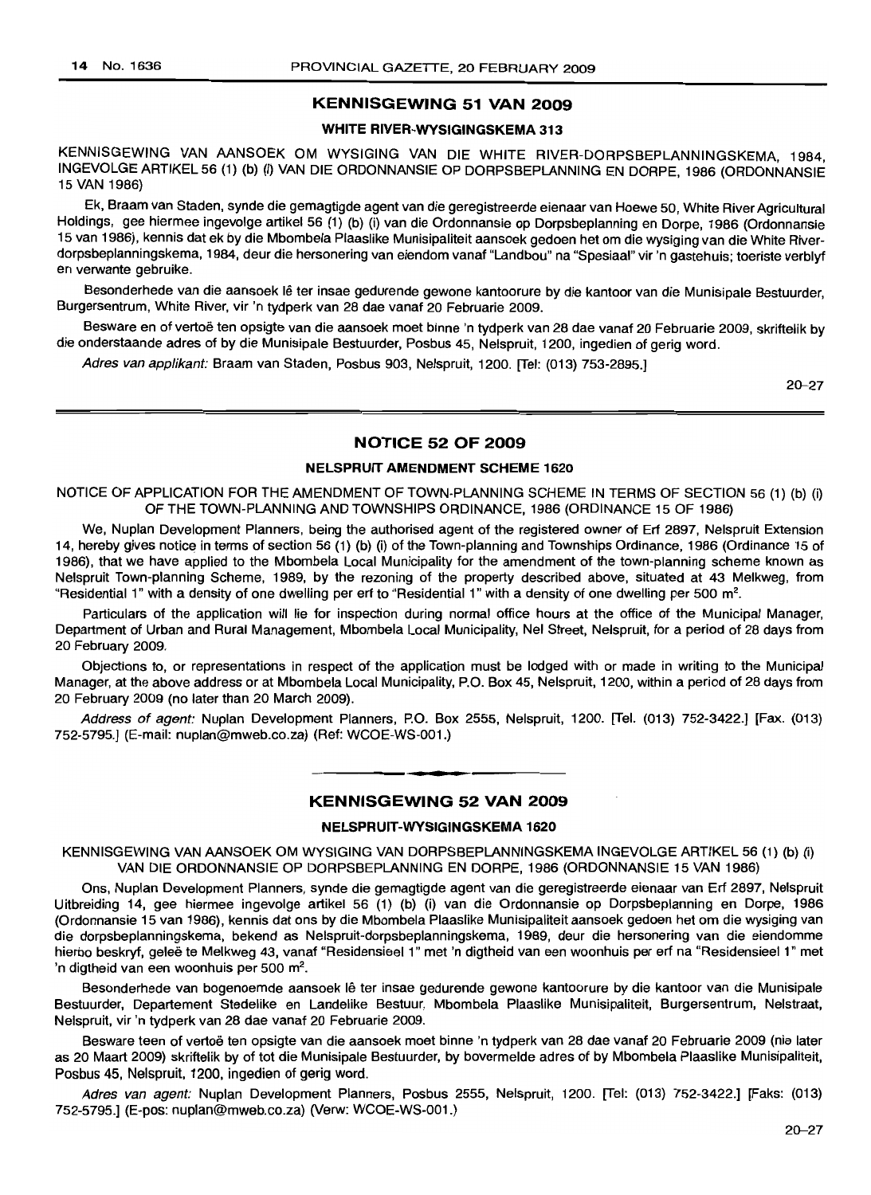## KENNISGEWING 51 VAN 2009

### WHITE RIVER-WYSIGINGSKEMA 313

KENNISGEWING VAN AANSOEK OM WYSIGING VAN DIE WHITE RIVER-DORPSBEPLANNINGSKEMA, 1984, INGEVOLGE ARTIKEL 56 (1) (b) (i) VAN DIE ORDONNANSIE OP DORPSBEPLANNING EN DORPE, 1986 (ORDONNANSIE 15 VAN 1986)

Ek, Braam van Staden, synde die gemagtigde agent van die geregistreerde eienaar van Hoewe 50, White River Agricultural Holdings, gee hiermee ingevolge artikel 56 (1) (b) (i) van die Ordonnansie op Dorpsbeplanning en Dorpe, 1986 (Ordonnansie 15 van 1986), kennis dat ek by die Mbombela Plaaslike Munisipaliteit aansoek gedoen het om die wysiging van die White River-dorpsbeplanningskema, 1984, deur die hersonering van eiendom vanaf "Landbou" na "Spesiaal" vir 'n gastehuis; toeriste verblyf en verwante gebruike.

Besonderhede van die aansoek lê ter insae gedurende gewone kantoorure by die kantoor van die Munisipale Bestuurder, Burgersentrum, White River, vir 'n tydperk van 28 dae vanaf 20 Februarie 2009.

Besware en of vertoë ten opsigte van die aansoek moet binne 'n tydperk van 28 dae vanaf 20 Februarie 2009, skriftelik by die onderstaande adres of by die Munisipale Bestuurder, Posbus 45, Nelspruit, 1200, ingedien of gerig word.

*Adres van applikant:* Braam van Staden, Posbus 903, Nelspruit, 1200. [Tel: (013) 753-2895.]

20–27

## NOTICE 52 OF 2009

### NELSPRUIT AMENDMENT SCHEME 1620

NOTICE OF APPLICATION FOR THE AMENDMENT OF TOWN-PLANNING SCHEME IN TERMS OF SECTION 56 (1) (b) (i) OF THE TOWN-PLANNING AND TOWNSHIPS ORDINANCE, 1986 (ORDINANCE 15 OF 1986)

We, Nuplan Development Planners, being the authorised agent of the registered owner of Erf 2897, Nelspruit Extension 14, hereby gives notice in terms of section 56 (1) (b) (i) of the Town-planning and Townships Ordinance, 1986 (Ordinance 15 of 1986), that we have applied to the Mbombela Local Municipality for the amendment of the town-planning scheme known as Nelspruit Town-planning Scheme, 1989, by the rezoning of the property described above, situated at 43 Melkweg, from "Residential 1" with a density of one dwelling per erf to "Residential 1" with a density of one dwelling per 500 m².

Particulars of the application will lie for inspection during normal office hours at the office of the Municipal Manager, Department of Urban and Rural Management, Mbombela Local Municipality, Nel Street, Nelspruit, for a period of 28 days from 20 February 2009.

Objections to, or representations in respect of the application must be lodged with or made in writing to the Municipal Manager, at the above address or at Mbombela Local Municipality, P.O. Box 45, Nelspruit, 1200, within a period of 28 days from 20 February 2009 (no later than 20 March 2009).

*Address of agent:* Nuplan Development Planners, P.O. Box 2555, Nelspruit, 1200. [Tel. (013) 752-3422.] [Fax. (013) 752-5795.] (E-mail: nuplan@mweb.co.za) (Ref: WCOE-WS-001.)

## KENNISGEWING 52 VAN 2009

### NELSPRUIT-WYSIGINGSKEMA 1620

KENNISGEWING VAN AANSOEK OM WYSIGING VAN DORPSBEPLANNINGSKEMA INGEVOLGE ARTIKEL 56 (1) (b) (i) VAN DIE ORDONNANSIE OP DORPSBEPLANNING EN DORPE, 1986 (ORDONNANSIE 15 VAN 1986)

Ons, Nuplan Development Planners, synde die gemagtigde agent van die geregistreerde eienaar van Erf 2897, Nelspruit Uitbreiding 14, gee hiermee ingevolge artikel 56 (1) (b) (i) van die Ordonnansie op Dorpsbeplanning en Dorpe, 1986 (Ordonnansie 15 van 1986), kennis dat ons by die Mbombela Plaaslike Munisipaliteit aansoek gedoen het om die wysiging van die dorpsbeplanningskema, bekend as Nelspruit-dorpsbeplanningskema, 1989, deur die hersonering van die eiendomme hierbo beskryf, geleë te Melkweg 43, vanaf "Residensieel 1" met 'n digtheid van een woonhuis per erf na "Residensieel 1" met 'n digtheid van een woonhuis per 500 m².

Besonderhede van bogenoemde aansoek lê ter insae gedurende gewone kantoorure by die kantoor van die Munisipale Bestuurder, Departement Stedelike en Landelike Bestuur, Mbombela Plaaslike Munisipaliteit, Burgersentrum, Nelstraat, Nelspruit, vir 'n tydperk van 28 dae vanaf 20 Februarie 2009.

Besware teen of vertoë ten opsigte van die aansoek moet binne 'n tydperk van 28 dae vanaf 20 Februarie 2009 (nie later as 20 Maart 2009) skriftelik by of tot die Munisipale Bestuurder, by bovermelde adres of by Mbombela Plaaslike Munisipaliteit, Posbus 45, Nelspruit, 1200, ingedien of gerig word.

*Adres van agent:* Nuplan Development Planners, Posbus 2555, Nelspruit, 1200. [Tel: (013) 752-3422.] [Faks: (013) 752-5795.] (E-pos: nuplan@mweb.co.za) (Verw: WCOE-WS-001.)

20–27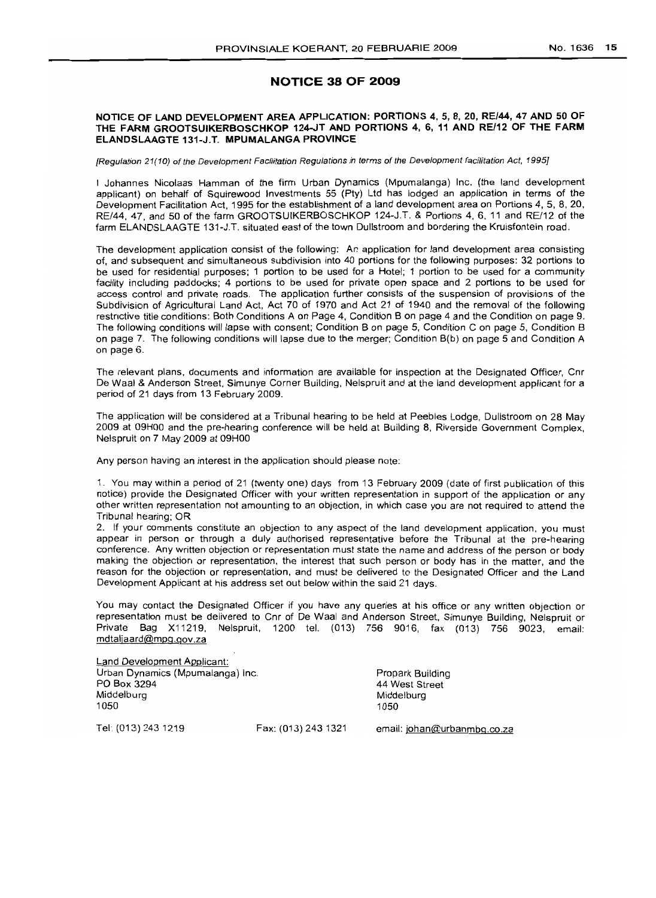## NOTICE 38 OF 2009

**NOTICE OF LAND DEVELOPMENT AREA APPLICATION: PORTIONS 4, 5, 8, 20, RE/44, 47 AND 50 OF THE FARM GROOTSUIKERBOSCHKOP 124-JT AND PORTIONS 4, 6, 11 AND RE/12 OF THE FARM ELANDSLAAGTE 131-J.T. MPUMALANGA PROVINCE**

*[Regulation 21(10) of the Development Facilitation Regulations in terms of the Development facilitation Act, 1995]*

I Johannes Nicolaas Hamman of the firm Urban Dynamics (Mpumalanga) Inc. (the land development applicant) on behalf of Squirewood Investments 55 (Pty) Ltd has lodged an application in terms of the Development Facilitation Act, 1995 for the establishment of a land development area on Portions 4, 5, 8, 20, RE/44, 47, and 50 of the farm GROOTSUIKERBOSCHKOP 124-J.T. & Portions 4, 6, 11 and RE/12 of the farm ELANDSLAAGTE 131-J.T. situated east of the town Dullstroom and bordering the Kruisfontein road.

The development application consist of the following: An application for land development area consisting of, and subsequent and simultaneous subdivision into 40 portions for the following purposes: 32 portions to be used for residential purposes; 1 portion to be used for a Hotel; 1 portion to be used for a community facility including paddocks; 4 portions to be used for private open space and 2 portions to be used for access control and private roads. The application further consists of the suspension of provisions of the Subdivision of Agricultural Land Act, Act 70 of 1970 and Act 21 of 1940 and the removal of the following restrictive title conditions: Both Conditions A on Page 4, Condition B on page 4 and the Condition on page 9. The following conditions will lapse with consent; Condition B on page 5, Condition C on page 5, Condition B on page 7. The following conditions will lapse due to the merger; Condition B(b) on page 5 and Condition A on page 6.

The relevant plans, documents and information are available for inspection at the Designated Officer, Cnr De Waal & Anderson Street, Simunye Corner Building, Nelspruit and at the land development applicant for a period of 21 days from 13 February 2009.

The application will be considered at a Tribunal hearing to be held at Peebles Lodge, Dullstroom on 28 May 2009 at 09H00 and the pre-hearing conference will be held at Building 8, Riverside Government Complex, Nelspruit on 7 May 2009 at 09H00

Any person having an interest in the application should please note:

1. You may within a period of 21 (twenty one) days from 13 February 2009 (date of first publication of this notice) provide the Designated Officer with your written representation in support of the application or any other written representation not amounting to an objection, in which case you are not required to attend the Tribunal hearing; OR
2. If your comments constitute an objection to any aspect of the land development application, you must appear in person or through a duly authorised representative before the Tribunal at the pre-hearing conference. Any written objection or representation must state the name and address of the person or body making the objection or representation, the interest that such person or body has in the matter, and the reason for the objection or representation, and must be delivered to the Designated Officer and the Land Development Applicant at his address set out below within the said 21 days.

You may contact the Designated Officer if you have any queries at his office or any written objection or representation must be delivered to Cnr of De Waal and Anderson Street, Simunye Building, Nelspruit or Private Bag X11219, Nelspruit, 1200 tel. (013) 756 9016, fax (013) 756 9023, email: mdtaljaard@mpg.gov.za

Land Development Applicant:
Urban Dynamics (Mpumalanga) Inc.
PO Box 3294
Middelburg
1050

Propark Building
44 West Street
Middelburg
1050

Tel: (013) 243 1219 Fax: (013) 243 1321 email: johan@urbanmbg.co.za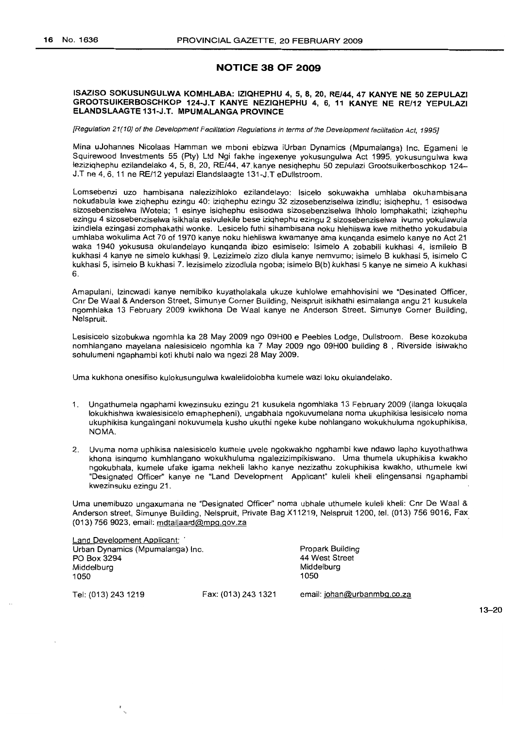## NOTICE 38 OF 2009

### ISAZISO SOKUSUNGULWA KOMHLABA: IZIQHEPHU 4, 5, 8, 20, RE/44, 47 KANYE NE 50 ZEPULAZI GROOTSUIKERBOSCHKOP 124-J.T KANYE NEZIQHEPHU 4, 6, 11 KANYE NE RE/12 YEPULAZI ELANDSLAAGTE 131-J.T. MPUMALANGA PROVINCE

*[Regulation 21(10) of the Development Facilitation Regulations in terms of the Development Facilitation Act, 1995]*

Mina uJohannes Nicolaas Hamman we mboni ebizwa iUrban Dynamics (Mpumalanga) Inc. Egameni le Squirewood Investments 55 (Pty) Ltd Ngi fakhe ingexenye yokusungulwa Act 1995, yokusungulwa kwa leziziqhephu ezilandelako 4, 5, 8, 20, RE/44, 47 kanye nesiqhephu 50 zepulazi Grootsuikerboschkop 124–J.T ne 4, 6, 11 ne RE/12 yepulazi Elandslaagte 131-J.T eDullstroom.

Lomsebenzi uzo hambisana nalezizihloko ezilandelayo: Isicelo sokuwakha umhlaba okuhambisana nokudabula kwe ziqhephu ezingu 40: iziqhephu ezingu 32 zizosebenziselwa izindlu; isiqhephu, 1 esisodwa sizosebenziselwa iWotela; 1 esinye isiqhephu esisodwa sizosebenziselwa Ihholo lomphakathi; iziqhephu ezingu 4 sizosebenziselwa isikhala esivulekile bese iziqhephu ezingu 2 sizosebenziselwa ivumo yokulawula izindlela ezingasi zomphakathi wonke. Lesicelo futhi sihambisana noku hlehliswa kwe mithetho yokudabula umhlaba wokulima Act 70 of 1970 kanye noku hlehliswa kwamanye ama kunqanda esimelo kanye no Act 21 waka 1940 yokususa okulandelayo kunqanda ibizo esimiselo: Isimelo A zobabili kukhasi 4, ismilelo B kukhasi 4 kanye ne simelo kukhasi 9. Lezizimelo zizo dlula kanye nemvumo; isimelo B kukhasi 5, isimelo C kukhasi 5, isimelo B kukhasi 7. lezisimelo zizodlula ngoba; isimelo B(b) kukhasi 5 kanye ne simelo A kukhasi 6.

Amapulani, Izincwadi kanye nemibiko kuyatholakala ukuze kuhlolwe emahhovisini we "Desinated Officer, Cnr De Waal & Anderson Street, Simunye Corner Building, Nelspruit isikhathi esimalanga angu 21 kusukela ngomhlaka 13 February 2009 kwikhona De Waal kanye ne Anderson Street. Simunye Corner Building, Nelspruit.

Lesisicelo sizobukwa ngomhla ka 28 May 2009 ngo 09H00 e Peebles Lodge, Dullstroom. Bese kozokuba nomhlangano mayelana nalesisicelo ngomhla ka 7 May 2009 ngo 09H00 building 8 , Riverside isiwakho sohulumeni ngaphambi koti khubi nalo wa ngezi 28 May 2009.

Uma kukhona onesifiso kulokusungulwa kwaleiidolobha kumele wazi loku okulandelako.

1. Ungathumela ngaphami kwezinsuku ezingu 21 kusukela ngomhlaka 13 February 2009 (ilanga lokuqala lokukhishwa kwalesisicelo emaphepheni), ungabhala ngokuvumelana noma ukuphikisa lesisicelo noma ukuphikisa kungalingani nokuvumela kusho ukuthi ngeke kube nohlangano wokukhuluma ngokuphikisa, NOMA.

2. Uvuma noma uphikisa nalesisicelo kumele uvele ngokwakho ngphambi kwe ndawo lapho kuyothathwa khona isinqumo kumhlangano wokukhuluma ngalezizimpikiswano. Uma thumela ukuphikisa kwakho ngokubhala, kumele ufake igama nekheli lakho kanye nezizathu zokuphikisa kwakho, uthumele kwi "Designated Officer" kanye ne "Land Development Applicant" kuleli kheli elingensansi ngaphambi kwezinsuku ezingu 21.

Uma unemibuzo ungaxumana ne "Designated Officer" noma ubhale uthumele kuleli kheli: Cnr De Waal & Anderson street, Simunye Building, Nelspruit, Private Bag X11219, Nelspruit 1200, tel. (013) 756 9016, Fax (013) 756 9023, email: mdtaljaard@mpg.gov.za

Land Development Applicant:
Urban Dynamics (Mpumalanga) Inc.
PO Box 3294
Middelburg
1050

Propark Building
44 West Street
Middelburg
1050

Tel: (013) 243 1219 Fax: (013) 243 1321 email: johan@urbanmbg.co.za

13–20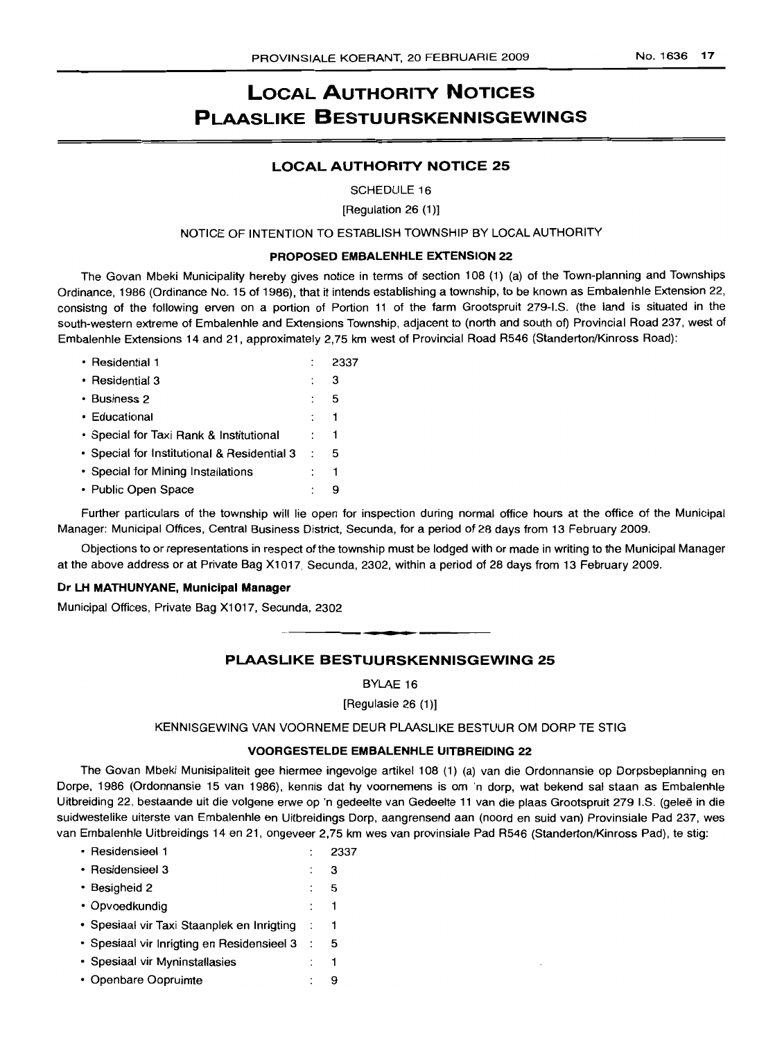# LOCAL AUTHORITY NOTICES
# PLAASLIKE BESTUURSKENNISGEWINGS

## LOCAL AUTHORITY NOTICE 25

SCHEDULE 16

[Regulation 26 (1)]

NOTICE OF INTENTION TO ESTABLISH TOWNSHIP BY LOCAL AUTHORITY

**PROPOSED EMBALENHLE EXTENSION 22**

The Govan Mbeki Municipality hereby gives notice in terms of section 108 (1) (a) of the Town-planning and Townships Ordinance, 1986 (Ordinance No. 15 of 1986), that it intends establishing a township, to be known as Embalenhle Extension 22, consistng of the following erven on a portion of Portion 11 of the farm Grootspruit 279-I.S. (the land is situated in the south-western extreme of Embalenhle and Extensions Township, adjacent to (north and south of) Provincial Road 237, west of Embalenhle Extensions 14 and 21, approximately 2,75 km west of Provincial Road R546 (Standerton/Kinross Road):

| | | |
|---|---|---|
| • Residential 1 | : | 2337 |
| • Residential 3 | : | 3 |
| • Business 2 | : | 5 |
| • Educational | : | 1 |
| • Special for Taxi Rank & Institutional | : | 1 |
| • Special for Institutional & Residential 3 | : | 5 |
| • Special for Mining Installations | : | 1 |
| • Public Open Space | : | 9 |

Further particulars of the township will lie open for inspection during normal office hours at the office of the Municipal Manager: Municipal Offices, Central Business District, Secunda, for a period of 28 days from 13 February 2009.

Objections to or representations in respect of the township must be lodged with or made in writing to the Municipal Manager at the above address or at Private Bag X1017, Secunda, 2302, within a period of 28 days from 13 February 2009.

**Dr LH MATHUNYANE, Municipal Manager**

Municipal Offices, Private Bag X1017, Secunda, 2302

## PLAASLIKE BESTUURSKENNISGEWING 25

BYLAE 16

[Regulasie 26 (1)]

KENNISGEWING VAN VOORNEME DEUR PLAASLIKE BESTUUR OM DORP TE STIG

**VOORGESTELDE EMBALENHLE UITBREIDING 22**

The Govan Mbeki Munisipaliteit gee hiermee ingevolge artikel 108 (1) (a) van die Ordonnansie op Dorpsbeplanning en Dorpe, 1986 (Ordonnansie 15 van 1986), kennis dat hy voornemens is om 'n dorp, wat bekend sal staan as Embalenhle Uitbreiding 22, bestaande uit die volgende erwe op 'n gedeelte van Gedeelte 11 van die plaas Grootspruit 279 I.S. (geleë in die suidwestelike uiterste van Embalenhle en Uitbreidings Dorp, aangrensend aan (noord en suid van) Provinsiale Pad 237, wes van Embalenhle Uitbreidings 14 en 21, ongeveer 2,75 km wes van provinsiale Pad R546 (Standerton/Kinross Pad), te stig:

| | | |
|---|---|---|
| • Residensieel 1 | : | 2337 |
| • Residensieel 3 | : | 3 |
| • Besigheid 2 | : | 5 |
| • Opvoedkundig | : | 1 |
| • Spesiaal vir Taxi Staanplek en Inrigting | : | 1 |
| • Spesiaal vir Inrigting en Residensieel 3 | : | 5 |
| • Spesiaal vir Myninstallasies | : | 1 |
| • Openbare Oopruimte | : | 9 |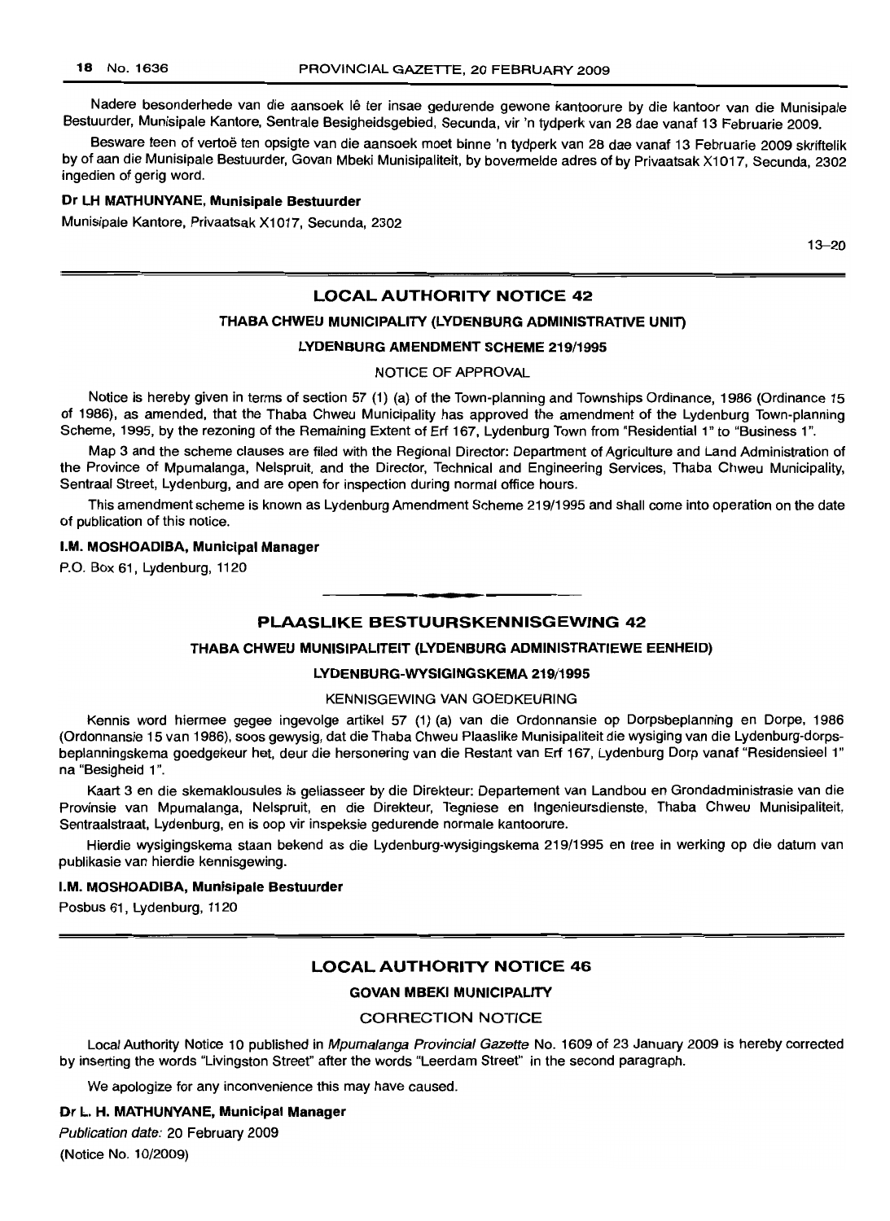Nadere besonderhede van die aansoek lê ter insae gedurende gewone kantoorure by die kantoor van die Munisipale Bestuurder, Munisipale Kantore, Sentrale Besigheidsgebied, Secunda, vir 'n tydperk van 28 dae vanaf 13 Februarie 2009.

Besware teen of vertoë ten opsigte van die aansoek moet binne 'n tydperk van 28 dae vanaf 13 Februarie 2009 skriftelik by of aan die Munisipale Bestuurder, Govan Mbeki Munisipaliteit, by bovermelde adres of by Privaatsak X1017, Secunda, 2302 ingedien of gerig word.

**Dr LH MATHUNYANE, Munisipale Bestuurder**

Munisipale Kantore, Privaatsak X1017, Secunda, 2302

13–20

## LOCAL AUTHORITY NOTICE 42

### THABA CHWEU MUNICIPALITY (LYDENBURG ADMINISTRATIVE UNIT)

### LYDENBURG AMENDMENT SCHEME 219/1995

NOTICE OF APPROVAL

Notice is hereby given in terms of section 57 (1) (a) of the Town-planning and Townships Ordinance, 1986 (Ordinance 15 of 1986), as amended, that the Thaba Chweu Municipality has approved the amendment of the Lydenburg Town-planning Scheme, 1995, by the rezoning of the Remaining Extent of Erf 167, Lydenburg Town from "Residential 1" to "Business 1".

Map 3 and the scheme clauses are filed with the Regional Director: Department of Agriculture and Land Administration of the Province of Mpumalanga, Nelspruit, and the Director, Technical and Engineering Services, Thaba Chweu Municipality, Sentraal Street, Lydenburg, and are open for inspection during normal office hours.

This amendment scheme is known as Lydenburg Amendment Scheme 219/1995 and shall come into operation on the date of publication of this notice.

**I.M. MOSHOADIBA, Municipal Manager**

P.O. Box 61, Lydenburg, 1120

## PLAASLIKE BESTUURSKENNISGEWING 42

### THABA CHWEU MUNISIPALITEIT (LYDENBURG ADMINISTRATIEWE EENHEID)

### LYDENBURG-WYSIGINGSKEMA 219/1995

KENNISGEWING VAN GOEDKEURING

Kennis word hiermee gegee ingevolge artikel 57 (1) (a) van die Ordonnansie op Dorpsbeplanning en Dorpe, 1986 (Ordonnansie 15 van 1986), soos gewysig, dat die Thaba Chweu Plaaslike Munisipaliteit die wysiging van die Lydenburg-dorpsbeplanningskema goedgekeur het, deur die hersonering van die Restant van Erf 167, Lydenburg Dorp vanaf "Residensieel 1" na "Besigheid 1".

Kaart 3 en die skemaklousules is geliasseer by die Direkteur: Departement van Landbou en Grondadministrasie van die Provinsie van Mpumalanga, Nelspruit, en die Direkteur, Tegniese en Ingenieursdienste, Thaba Chweu Munisipaliteit, Sentraalstraat, Lydenburg, en is oop vir inspeksie gedurende normale kantoorure.

Hierdie wysigingskema staan bekend as die Lydenburg-wysigingskema 219/1995 en tree in werking op die datum van publikasie van hierdie kennisgewing.

**I.M. MOSHOADIBA, Munisipale Bestuurder**

Posbus 61, Lydenburg, 1120

## LOCAL AUTHORITY NOTICE 46

### GOVAN MBEKI MUNICIPALITY

CORRECTION NOTICE

Local Authority Notice 10 published in *Mpumalanga Provincial Gazette* No. 1609 of 23 January 2009 is hereby corrected by inserting the words "Livingston Street" after the words "Leerdam Street" in the second paragraph.

We apologize for any inconvenience this may have caused.

**Dr L. H. MATHUNYANE, Municipal Manager**

*Publication date:* 20 February 2009

(Notice No. 10/2009)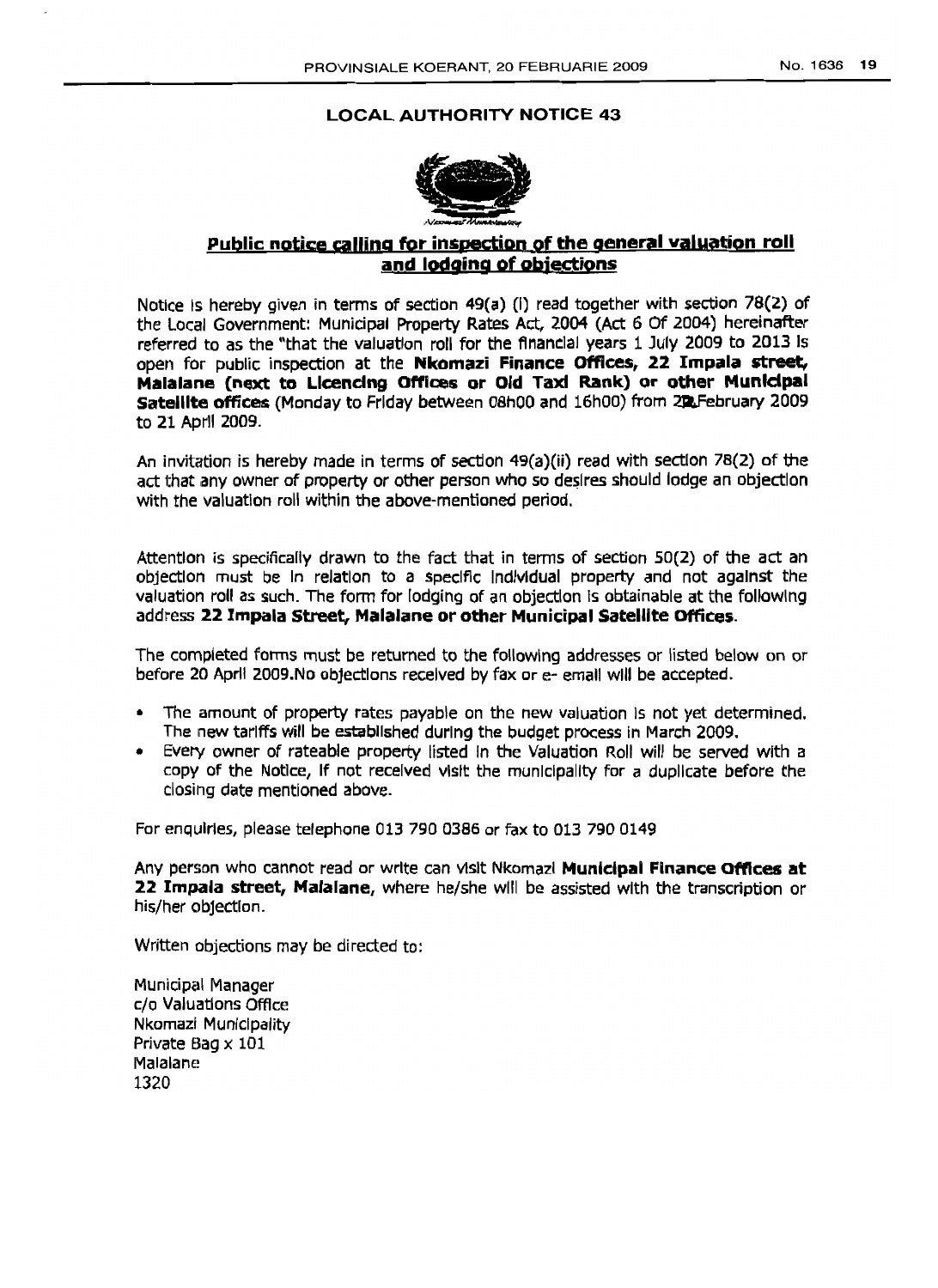## LOCAL AUTHORITY NOTICE 43

**Public notice calling for inspection of the general valuation roll and lodging of objections**

Notice is hereby given in terms of section 49(a) (i) read together with section 78(2) of the Local Government: Municipal Property Rates Act, 2004 (Act 6 Of 2004) hereinafter referred to as the "that the valuation roll for the financial years 1 July 2009 to 2013 is open for public inspection at the **Nkomazi Finance Offices, 22 Impala street, Malalane (next to Licencing Offices or Old Taxi Rank) or other Municipal Satellite offices** (Monday to Friday between 08h00 and 16h00) from 20 February 2009 to 21 April 2009.

An invitation is hereby made in terms of section 49(a)(ii) read with section 78(2) of the act that any owner of property or other person who so desires should lodge an objection with the valuation roll within the above-mentioned period.

Attention is specifically drawn to the fact that in terms of section 50(2) of the act an objection must be in relation to a specific individual property and not against the valuation roll as such. The form for lodging of an objection is obtainable at the following address **22 Impala Street, Malalane or other Municipal Satellite Offices.**

The completed forms must be returned to the following addresses or listed below on or before 20 April 2009.No objections received by fax or e- email will be accepted.

- The amount of property rates payable on the new valuation is not yet determined. The new tariffs will be established during the budget process in March 2009.
- Every owner of rateable property listed in the Valuation Roll will be served with a copy of the Notice, if not received visit the municipality for a duplicate before the closing date mentioned above.

For enquiries, please telephone 013 790 0386 or fax to 013 790 0149

Any person who cannot read or write can visit Nkomazi **Municipal Finance Offices at 22 Impala street, Malalane**, where he/she will be assisted with the transcription or his/her objection.

Written objections may be directed to:

Municipal Manager
c/o Valuations Office
Nkomazi Municipality
Private Bag x 101
Malalane
1320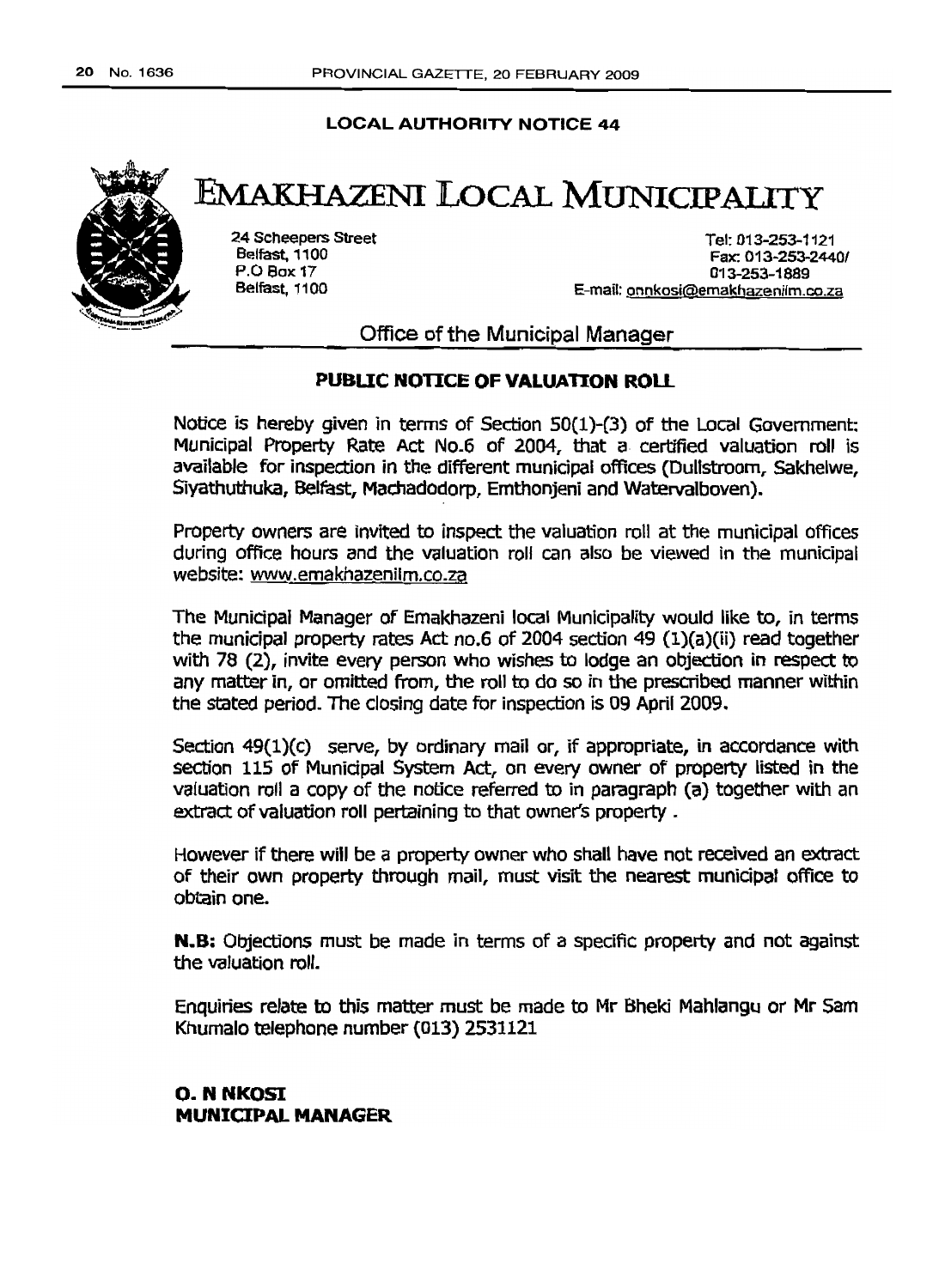**LOCAL AUTHORITY NOTICE 44**

# EMAKHAZENI LOCAL MUNICIPALITY

24 Scheepers Street
Belfast, 1100
P.O Box 17
Belfast, 1100

Tel: 013-253-1121
Fax: 013-253-2440/
013-253-1889
E-mail: onnkosi@emakhazenilm.co.za

## Office of the Municipal Manager

### PUBLIC NOTICE OF VALUATION ROLL

Notice is hereby given in terms of Section 50(1)-(3) of the Local Government: Municipal Property Rate Act No.6 of 2004, that a certified valuation roll is available for inspection in the different municipal offices (Dullstroom, Sakhelwe, Siyathuthuka, Belfast, Machadodorp, Emthonjeni and Watervalboven).

Property owners are invited to inspect the valuation roll at the municipal offices during office hours and the valuation roll can also be viewed in the municipal website: www.emakhazenilm.co.za

The Municipal Manager of Emakhazeni local Municipality would like to, in terms the municipal property rates Act no.6 of 2004 section 49 (1)(a)(ii) read together with 78 (2), invite every person who wishes to lodge an objection in respect to any matter in, or omitted from, the roll to do so in the prescribed manner within the stated period. The closing date for inspection is 09 April 2009.

Section 49(1)(c) serve, by ordinary mail or, if appropriate, in accordance with section 115 of Municipal System Act, on every owner of property listed in the valuation roll a copy of the notice referred to in paragraph (a) together with an extract of valuation roll pertaining to that owner's property .

However if there will be a property owner who shall have not received an extract of their own property through mail, must visit the nearest municipal office to obtain one.

**N.B:** Objections must be made in terms of a specific property and not against the valuation roll.

Enquiries relate to this matter must be made to Mr Bheki Mahlangu or Mr Sam Khumalo telephone number (013) 2531121

**O. N NKOSI**
**MUNICIPAL MANAGER**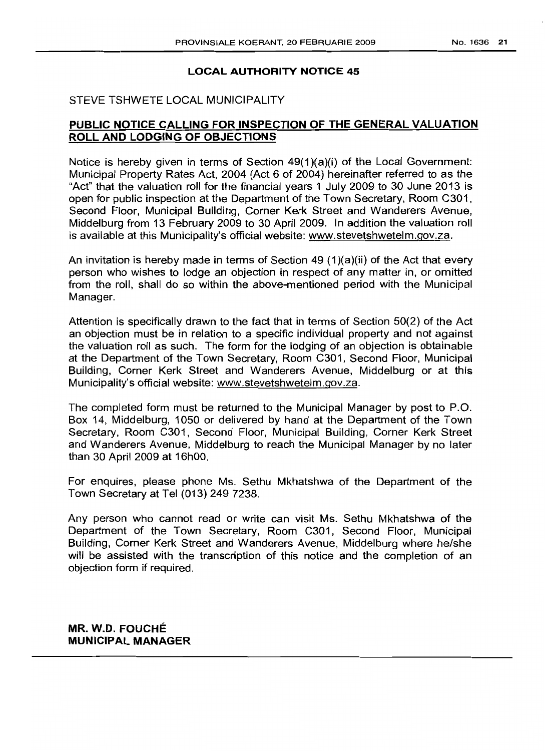## LOCAL AUTHORITY NOTICE 45

STEVE TSHWETE LOCAL MUNICIPALITY

### PUBLIC NOTICE CALLING FOR INSPECTION OF THE GENERAL VALUATION ROLL AND LODGING OF OBJECTIONS

Notice is hereby given in terms of Section 49(1)(a)(i) of the Local Government: Municipal Property Rates Act, 2004 (Act 6 of 2004) hereinafter referred to as the "Act" that the valuation roll for the financial years 1 July 2009 to 30 June 2013 is open for public inspection at the Department of the Town Secretary, Room C301, Second Floor, Municipal Building, Corner Kerk Street and Wanderers Avenue, Middelburg from 13 February 2009 to 30 April 2009. In addition the valuation roll is available at this Municipality's official website: www.stevetshwetelm.gov.za.

An invitation is hereby made in terms of Section 49 (1)(a)(ii) of the Act that every person who wishes to lodge an objection in respect of any matter in, or omitted from the roll, shall do so within the above-mentioned period with the Municipal Manager.

Attention is specifically drawn to the fact that in terms of Section 50(2) of the Act an objection must be in relation to a specific individual property and not against the valuation roll as such. The form for the lodging of an objection is obtainable at the Department of the Town Secretary, Room C301, Second Floor, Municipal Building, Corner Kerk Street and Wanderers Avenue, Middelburg or at this Municipality's official website: www.stevetshwetelm.gov.za.

The completed form must be returned to the Municipal Manager by post to P.O. Box 14, Middelburg, 1050 or delivered by hand at the Department of the Town Secretary, Room C301, Second Floor, Municipal Building, Corner Kerk Street and Wanderers Avenue, Middelburg to reach the Municipal Manager by no later than 30 April 2009 at 16h00.

For enquires, please phone Ms. Sethu Mkhatshwa of the Department of the Town Secretary at Tel (013) 249 7238.

Any person who cannot read or write can visit Ms. Sethu Mkhatshwa of the Department of the Town Secretary, Room C301, Second Floor, Municipal Building, Corner Kerk Street and Wanderers Avenue, Middelburg where he/she will be assisted with the transcription of this notice and the completion of an objection form if required.

**MR. W.D. FOUCHÉ**
**MUNICIPAL MANAGER**